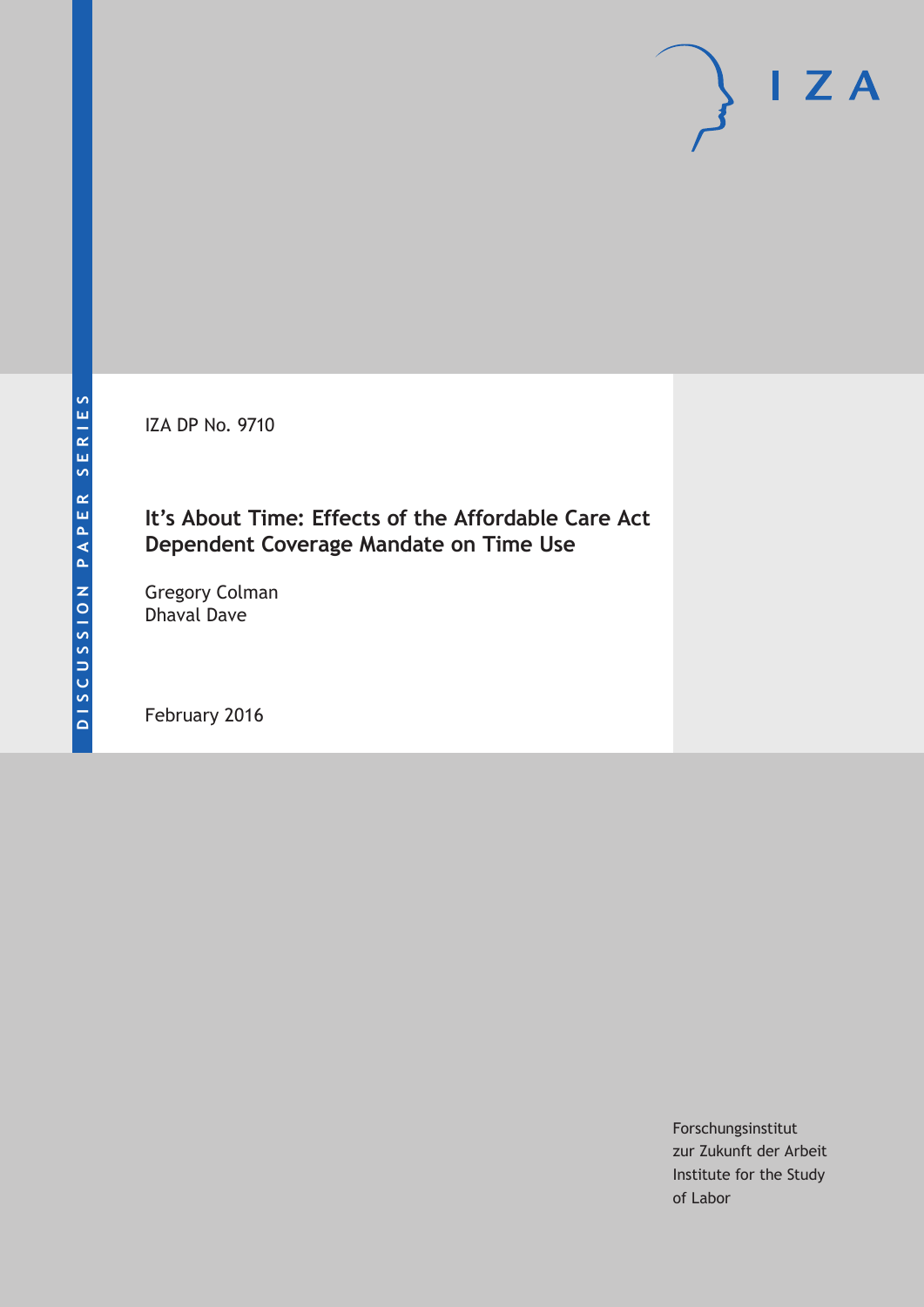DISCUSSION PAPER SERIES

IZA DP No. 9710

# It's About Time: Effects of the Affordable Care Act Dependent Coverage Mandate on Time Use

Gregory Colman
Dhaval Dave

February 2016

Forschungsinstitut
zur Zukunft der Arbeit
Institute for the Study
of Labor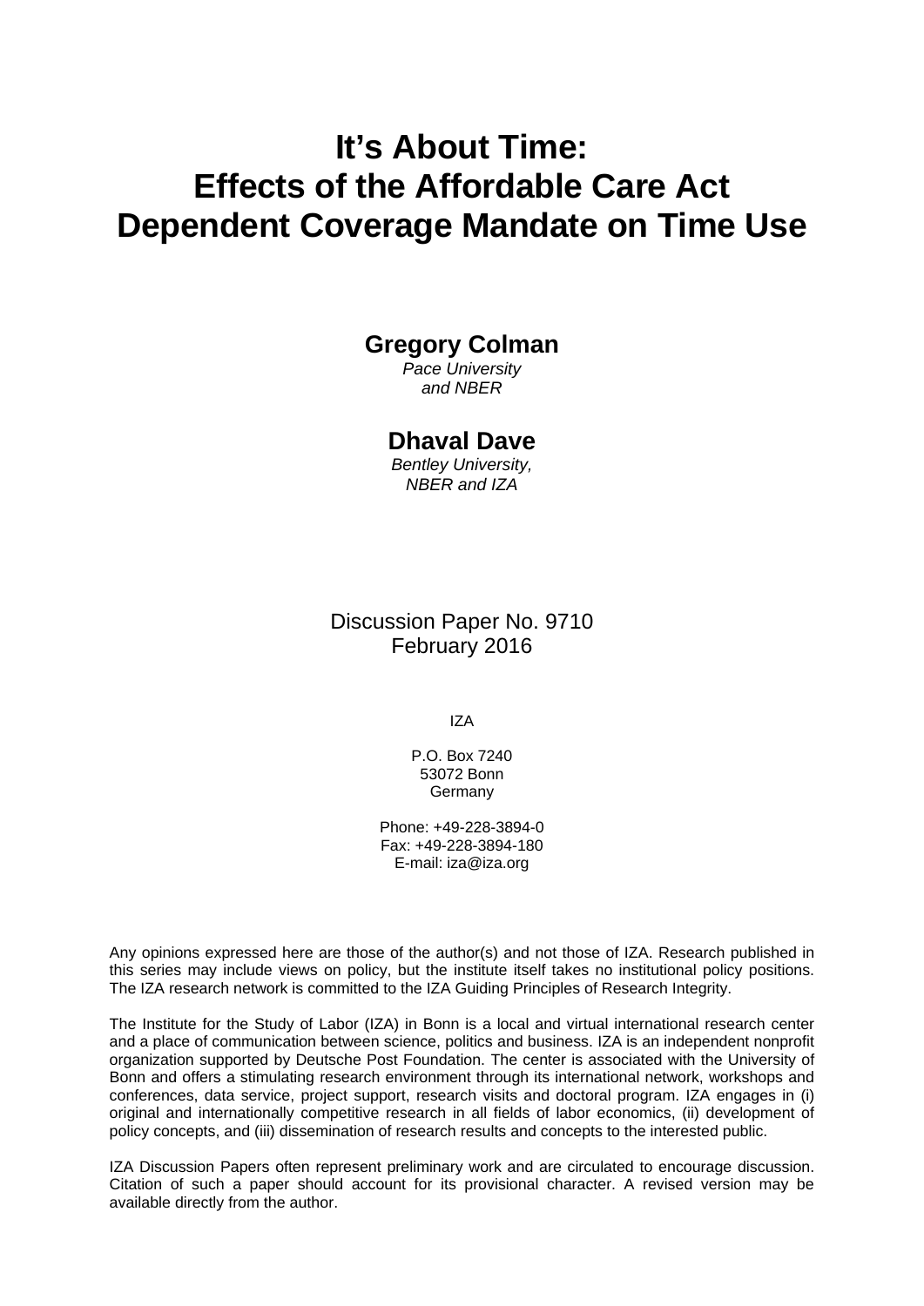# It's About Time: Effects of the Affordable Care Act Dependent Coverage Mandate on Time Use

**Gregory Colman**
*Pace University*
*and NBER*

**Dhaval Dave**
*Bentley University,*
*NBER and IZA*

Discussion Paper No. 9710
February 2016

IZA

P.O. Box 7240
53072 Bonn
Germany

Phone: +49-228-3894-0
Fax: +49-228-3894-180
E-mail: iza@iza.org

Any opinions expressed here are those of the author(s) and not those of IZA. Research published in this series may include views on policy, but the institute itself takes no institutional policy positions. The IZA research network is committed to the IZA Guiding Principles of Research Integrity.

The Institute for the Study of Labor (IZA) in Bonn is a local and virtual international research center and a place of communication between science, politics and business. IZA is an independent nonprofit organization supported by Deutsche Post Foundation. The center is associated with the University of Bonn and offers a stimulating research environment through its international network, workshops and conferences, data service, project support, research visits and doctoral program. IZA engages in (i) original and internationally competitive research in all fields of labor economics, (ii) development of policy concepts, and (iii) dissemination of research results and concepts to the interested public.

IZA Discussion Papers often represent preliminary work and are circulated to encourage discussion. Citation of such a paper should account for its provisional character. A revised version may be available directly from the author.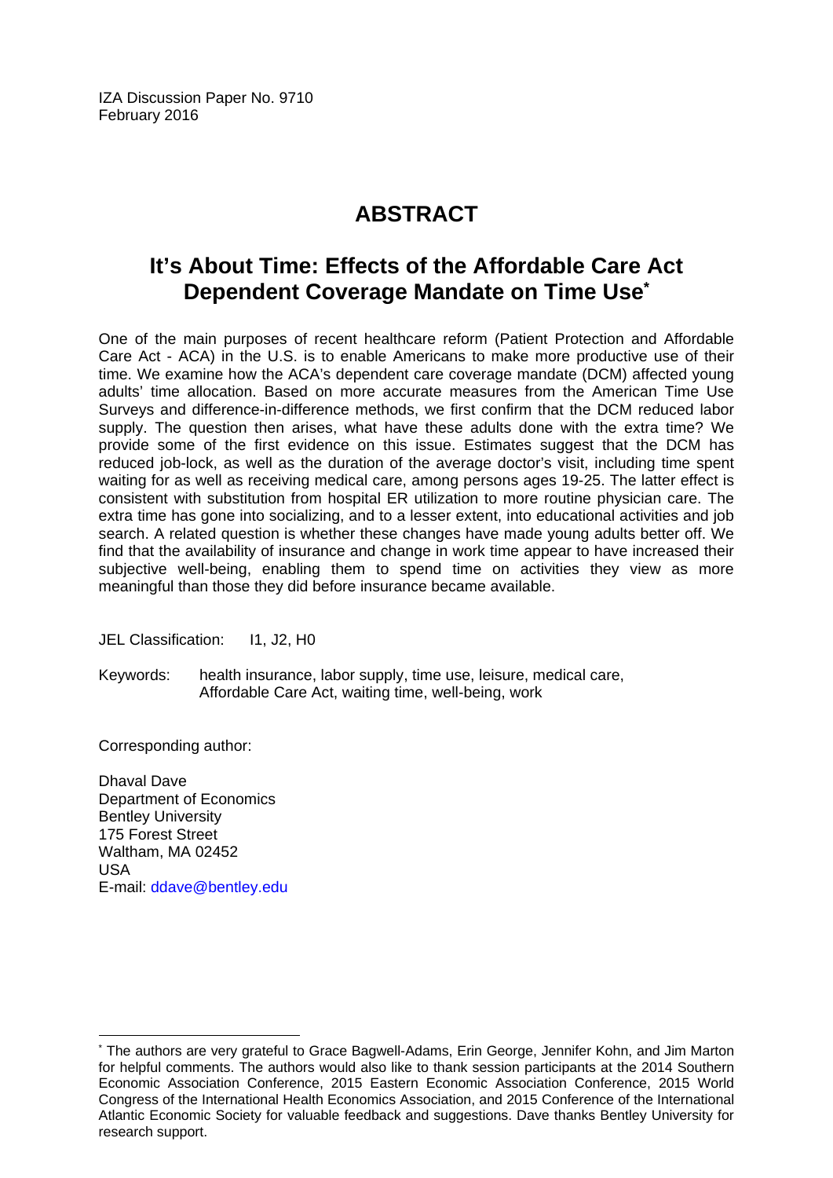IZA Discussion Paper No. 9710
February 2016

# ABSTRACT

## It's About Time: Effects of the Affordable Care Act Dependent Coverage Mandate on Time Use*

One of the main purposes of recent healthcare reform (Patient Protection and Affordable Care Act - ACA) in the U.S. is to enable Americans to make more productive use of their time. We examine how the ACA's dependent care coverage mandate (DCM) affected young adults' time allocation. Based on more accurate measures from the American Time Use Surveys and difference-in-difference methods, we first confirm that the DCM reduced labor supply. The question then arises, what have these adults done with the extra time? We provide some of the first evidence on this issue. Estimates suggest that the DCM has reduced job-lock, as well as the duration of the average doctor's visit, including time spent waiting for as well as receiving medical care, among persons ages 19-25. The latter effect is consistent with substitution from hospital ER utilization to more routine physician care. The extra time has gone into socializing, and to a lesser extent, into educational activities and job search. A related question is whether these changes have made young adults better off. We find that the availability of insurance and change in work time appear to have increased their subjective well-being, enabling them to spend time on activities they view as more meaningful than those they did before insurance became available.

JEL Classification: I1, J2, H0

Keywords: health insurance, labor supply, time use, leisure, medical care, Affordable Care Act, waiting time, well-being, work

Corresponding author:

Dhaval Dave
Department of Economics
Bentley University
175 Forest Street
Waltham, MA 02452
USA
E-mail: ddave@bentley.edu

---

* The authors are very grateful to Grace Bagwell-Adams, Erin George, Jennifer Kohn, and Jim Marton for helpful comments. The authors would also like to thank session participants at the 2014 Southern Economic Association Conference, 2015 Eastern Economic Association Conference, 2015 World Congress of the International Health Economics Association, and 2015 Conference of the International Atlantic Economic Society for valuable feedback and suggestions. Dave thanks Bentley University for research support.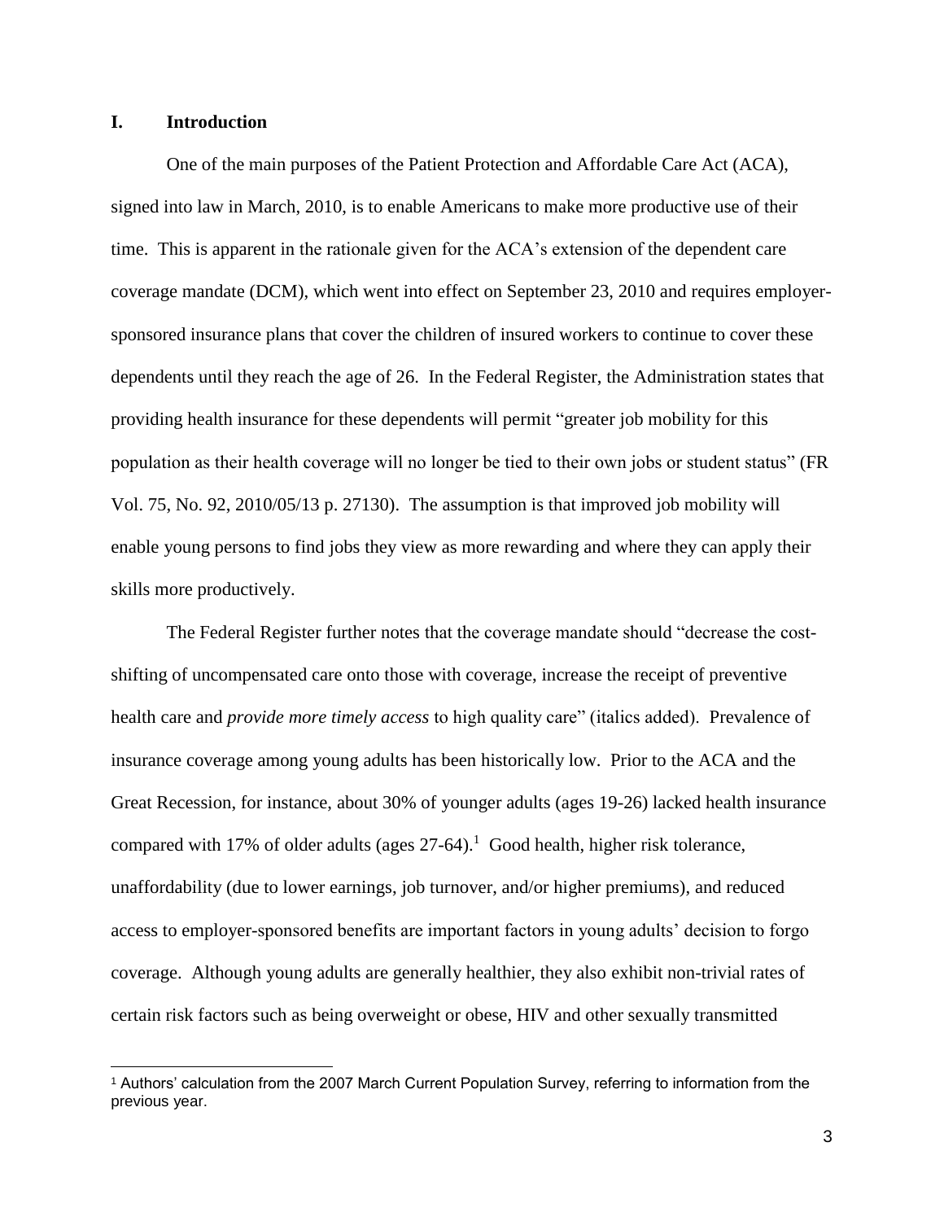## I. Introduction

One of the main purposes of the Patient Protection and Affordable Care Act (ACA), signed into law in March, 2010, is to enable Americans to make more productive use of their time. This is apparent in the rationale given for the ACA's extension of the dependent care coverage mandate (DCM), which went into effect on September 23, 2010 and requires employer-sponsored insurance plans that cover the children of insured workers to continue to cover these dependents until they reach the age of 26. In the Federal Register, the Administration states that providing health insurance for these dependents will permit "greater job mobility for this population as their health coverage will no longer be tied to their own jobs or student status" (FR Vol. 75, No. 92, 2010/05/13 p. 27130). The assumption is that improved job mobility will enable young persons to find jobs they view as more rewarding and where they can apply their skills more productively.

The Federal Register further notes that the coverage mandate should "decrease the cost-shifting of uncompensated care onto those with coverage, increase the receipt of preventive health care and *provide more timely access* to high quality care" (italics added). Prevalence of insurance coverage among young adults has been historically low. Prior to the ACA and the Great Recession, for instance, about 30% of younger adults (ages 19-26) lacked health insurance compared with 17% of older adults (ages 27-64).[1] Good health, higher risk tolerance, unaffordability (due to lower earnings, job turnover, and/or higher premiums), and reduced access to employer-sponsored benefits are important factors in young adults' decision to forgo coverage. Although young adults are generally healthier, they also exhibit non-trivial rates of certain risk factors such as being overweight or obese, HIV and other sexually transmitted

[1] Authors' calculation from the 2007 March Current Population Survey, referring to information from the previous year.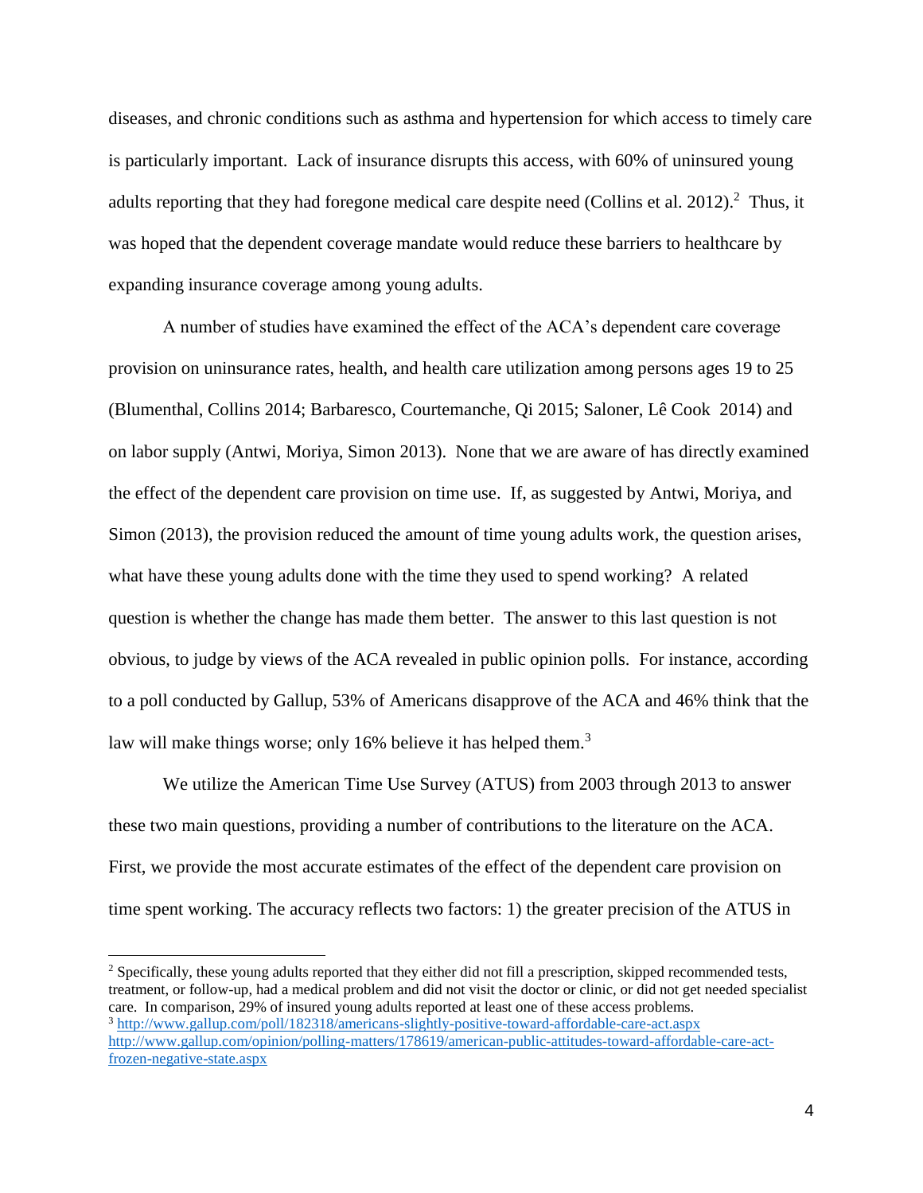diseases, and chronic conditions such as asthma and hypertension for which access to timely care is particularly important. Lack of insurance disrupts this access, with 60% of uninsured young adults reporting that they had foregone medical care despite need (Collins et al. 2012).[2] Thus, it was hoped that the dependent coverage mandate would reduce these barriers to healthcare by expanding insurance coverage among young adults.

A number of studies have examined the effect of the ACA's dependent care coverage provision on uninsurance rates, health, and health care utilization among persons ages 19 to 25 (Blumenthal, Collins 2014; Barbaresco, Courtemanche, Qi 2015; Saloner, Lê Cook 2014) and on labor supply (Antwi, Moriya, Simon 2013). None that we are aware of has directly examined the effect of the dependent care provision on time use. If, as suggested by Antwi, Moriya, and Simon (2013), the provision reduced the amount of time young adults work, the question arises, what have these young adults done with the time they used to spend working? A related question is whether the change has made them better. The answer to this last question is not obvious, to judge by views of the ACA revealed in public opinion polls. For instance, according to a poll conducted by Gallup, 53% of Americans disapprove of the ACA and 46% think that the law will make things worse; only 16% believe it has helped them.[3]

We utilize the American Time Use Survey (ATUS) from 2003 through 2013 to answer these two main questions, providing a number of contributions to the literature on the ACA. First, we provide the most accurate estimates of the effect of the dependent care provision on time spent working. The accuracy reflects two factors: 1) the greater precision of the ATUS in

[2] Specifically, these young adults reported that they either did not fill a prescription, skipped recommended tests, treatment, or follow-up, had a medical problem and did not visit the doctor or clinic, or did not get needed specialist care. In comparison, 29% of insured young adults reported at least one of these access problems.

[3] http://www.gallup.com/poll/182318/americans-slightly-positive-toward-affordable-care-act.aspx
http://www.gallup.com/opinion/polling-matters/178619/american-public-attitudes-toward-affordable-care-act-frozen-negative-state.aspx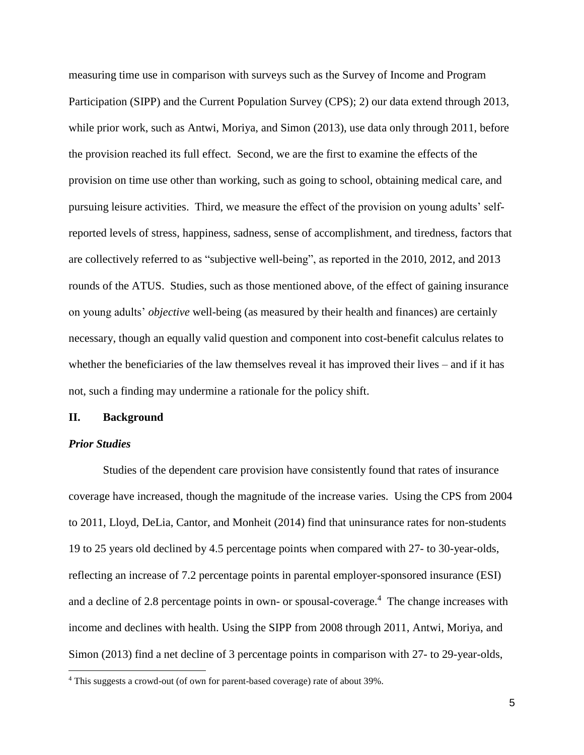measuring time use in comparison with surveys such as the Survey of Income and Program Participation (SIPP) and the Current Population Survey (CPS); 2) our data extend through 2013, while prior work, such as Antwi, Moriya, and Simon (2013), use data only through 2011, before the provision reached its full effect. Second, we are the first to examine the effects of the provision on time use other than working, such as going to school, obtaining medical care, and pursuing leisure activities. Third, we measure the effect of the provision on young adults' self-reported levels of stress, happiness, sadness, sense of accomplishment, and tiredness, factors that are collectively referred to as "subjective well-being", as reported in the 2010, 2012, and 2013 rounds of the ATUS. Studies, such as those mentioned above, of the effect of gaining insurance on young adults' *objective* well-being (as measured by their health and finances) are certainly necessary, though an equally valid question and component into cost-benefit calculus relates to whether the beneficiaries of the law themselves reveal it has improved their lives – and if it has not, such a finding may undermine a rationale for the policy shift.

## II. Background

### *Prior Studies*

Studies of the dependent care provision have consistently found that rates of insurance coverage have increased, though the magnitude of the increase varies. Using the CPS from 2004 to 2011, Lloyd, DeLia, Cantor, and Monheit (2014) find that uninsurance rates for non-students 19 to 25 years old declined by 4.5 percentage points when compared with 27- to 30-year-olds, reflecting an increase of 7.2 percentage points in parental employer-sponsored insurance (ESI) and a decline of 2.8 percentage points in own- or spousal-coverage.[4] The change increases with income and declines with health. Using the SIPP from 2008 through 2011, Antwi, Moriya, and Simon (2013) find a net decline of 3 percentage points in comparison with 27- to 29-year-olds,

[4] This suggests a crowd-out (of own for parent-based coverage) rate of about 39%.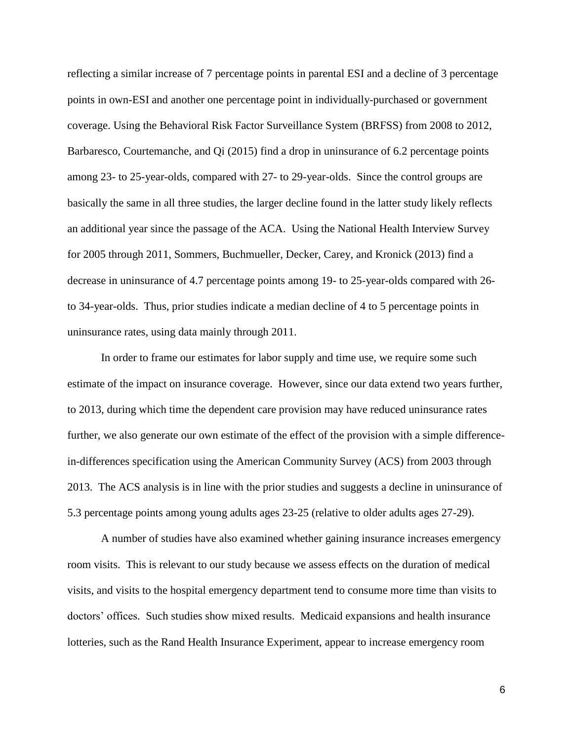reflecting a similar increase of 7 percentage points in parental ESI and a decline of 3 percentage points in own-ESI and another one percentage point in individually-purchased or government coverage. Using the Behavioral Risk Factor Surveillance System (BRFSS) from 2008 to 2012, Barbaresco, Courtemanche, and Qi (2015) find a drop in uninsurance of 6.2 percentage points among 23- to 25-year-olds, compared with 27- to 29-year-olds. Since the control groups are basically the same in all three studies, the larger decline found in the latter study likely reflects an additional year since the passage of the ACA. Using the National Health Interview Survey for 2005 through 2011, Sommers, Buchmueller, Decker, Carey, and Kronick (2013) find a decrease in uninsurance of 4.7 percentage points among 19- to 25-year-olds compared with 26- to 34-year-olds. Thus, prior studies indicate a median decline of 4 to 5 percentage points in uninsurance rates, using data mainly through 2011.

In order to frame our estimates for labor supply and time use, we require some such estimate of the impact on insurance coverage. However, since our data extend two years further, to 2013, during which time the dependent care provision may have reduced uninsurance rates further, we also generate our own estimate of the effect of the provision with a simple difference-in-differences specification using the American Community Survey (ACS) from 2003 through 2013. The ACS analysis is in line with the prior studies and suggests a decline in uninsurance of 5.3 percentage points among young adults ages 23-25 (relative to older adults ages 27-29).

A number of studies have also examined whether gaining insurance increases emergency room visits. This is relevant to our study because we assess effects on the duration of medical visits, and visits to the hospital emergency department tend to consume more time than visits to doctors' offices. Such studies show mixed results. Medicaid expansions and health insurance lotteries, such as the Rand Health Insurance Experiment, appear to increase emergency room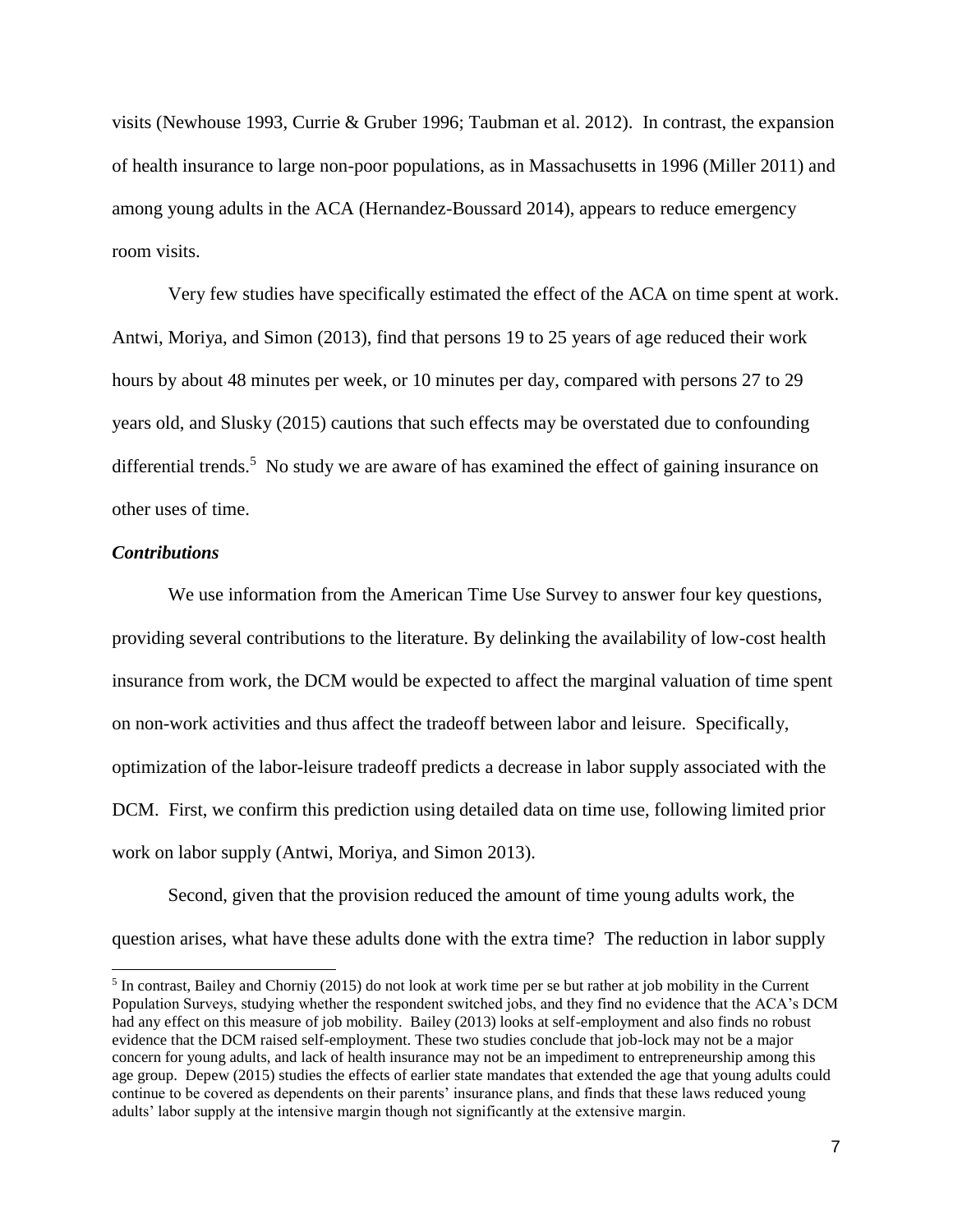visits (Newhouse 1993, Currie & Gruber 1996; Taubman et al. 2012). In contrast, the expansion of health insurance to large non-poor populations, as in Massachusetts in 1996 (Miller 2011) and among young adults in the ACA (Hernandez-Boussard 2014), appears to reduce emergency room visits.

Very few studies have specifically estimated the effect of the ACA on time spent at work. Antwi, Moriya, and Simon (2013), find that persons 19 to 25 years of age reduced their work hours by about 48 minutes per week, or 10 minutes per day, compared with persons 27 to 29 years old, and Slusky (2015) cautions that such effects may be overstated due to confounding differential trends.[5] No study we are aware of has examined the effect of gaining insurance on other uses of time.

### *Contributions*

We use information from the American Time Use Survey to answer four key questions, providing several contributions to the literature. By delinking the availability of low-cost health insurance from work, the DCM would be expected to affect the marginal valuation of time spent on non-work activities and thus affect the tradeoff between labor and leisure. Specifically, optimization of the labor-leisure tradeoff predicts a decrease in labor supply associated with the DCM. First, we confirm this prediction using detailed data on time use, following limited prior work on labor supply (Antwi, Moriya, and Simon 2013).

Second, given that the provision reduced the amount of time young adults work, the question arises, what have these adults done with the extra time? The reduction in labor supply

[5] In contrast, Bailey and Chorniy (2015) do not look at work time per se but rather at job mobility in the Current Population Surveys, studying whether the respondent switched jobs, and they find no evidence that the ACA's DCM had any effect on this measure of job mobility. Bailey (2013) looks at self-employment and also finds no robust evidence that the DCM raised self-employment. These two studies conclude that job-lock may not be a major concern for young adults, and lack of health insurance may not be an impediment to entrepreneurship among this age group. Depew (2015) studies the effects of earlier state mandates that extended the age that young adults could continue to be covered as dependents on their parents' insurance plans, and finds that these laws reduced young adults' labor supply at the intensive margin though not significantly at the extensive margin.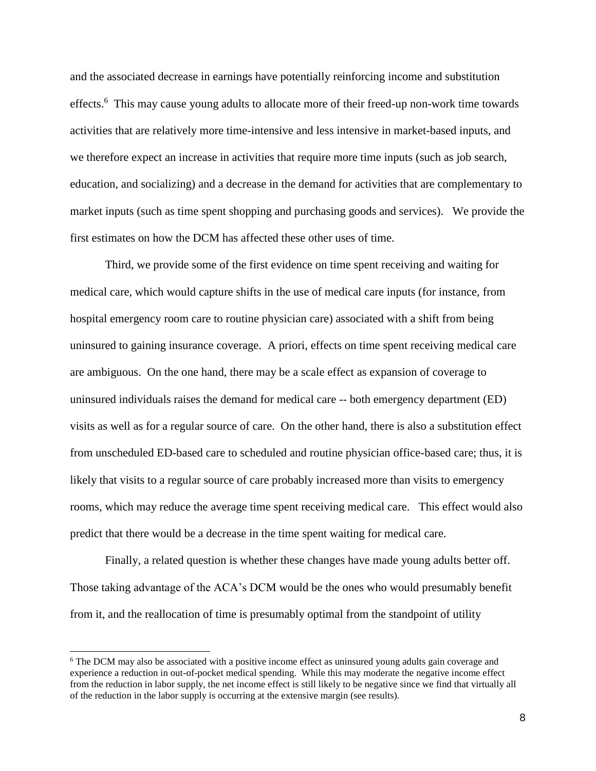and the associated decrease in earnings have potentially reinforcing income and substitution effects.[6] This may cause young adults to allocate more of their freed-up non-work time towards activities that are relatively more time-intensive and less intensive in market-based inputs, and we therefore expect an increase in activities that require more time inputs (such as job search, education, and socializing) and a decrease in the demand for activities that are complementary to market inputs (such as time spent shopping and purchasing goods and services). We provide the first estimates on how the DCM has affected these other uses of time.

Third, we provide some of the first evidence on time spent receiving and waiting for medical care, which would capture shifts in the use of medical care inputs (for instance, from hospital emergency room care to routine physician care) associated with a shift from being uninsured to gaining insurance coverage. A priori, effects on time spent receiving medical care are ambiguous. On the one hand, there may be a scale effect as expansion of coverage to uninsured individuals raises the demand for medical care -- both emergency department (ED) visits as well as for a regular source of care. On the other hand, there is also a substitution effect from unscheduled ED-based care to scheduled and routine physician office-based care; thus, it is likely that visits to a regular source of care probably increased more than visits to emergency rooms, which may reduce the average time spent receiving medical care. This effect would also predict that there would be a decrease in the time spent waiting for medical care.

Finally, a related question is whether these changes have made young adults better off. Those taking advantage of the ACA's DCM would be the ones who would presumably benefit from it, and the reallocation of time is presumably optimal from the standpoint of utility

[6] The DCM may also be associated with a positive income effect as uninsured young adults gain coverage and experience a reduction in out-of-pocket medical spending. While this may moderate the negative income effect from the reduction in labor supply, the net income effect is still likely to be negative since we find that virtually all of the reduction in the labor supply is occurring at the extensive margin (see results).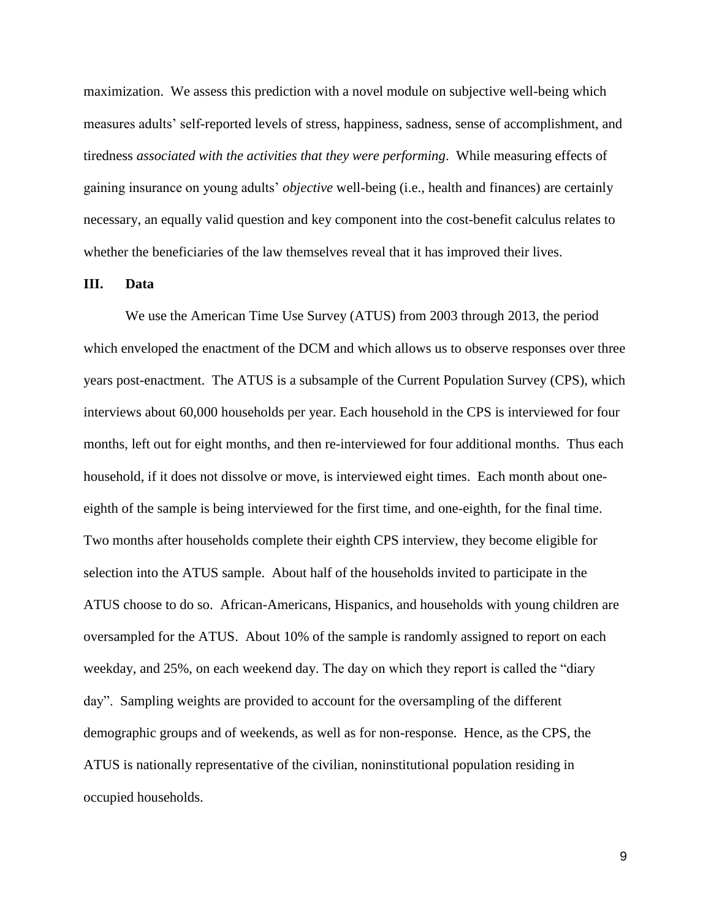maximization. We assess this prediction with a novel module on subjective well-being which measures adults' self-reported levels of stress, happiness, sadness, sense of accomplishment, and tiredness *associated with the activities that they were performing*. While measuring effects of gaining insurance on young adults' *objective* well-being (i.e., health and finances) are certainly necessary, an equally valid question and key component into the cost-benefit calculus relates to whether the beneficiaries of the law themselves reveal that it has improved their lives.

## III. Data

We use the American Time Use Survey (ATUS) from 2003 through 2013, the period which enveloped the enactment of the DCM and which allows us to observe responses over three years post-enactment. The ATUS is a subsample of the Current Population Survey (CPS), which interviews about 60,000 households per year. Each household in the CPS is interviewed for four months, left out for eight months, and then re-interviewed for four additional months. Thus each household, if it does not dissolve or move, is interviewed eight times. Each month about one-eighth of the sample is being interviewed for the first time, and one-eighth, for the final time. Two months after households complete their eighth CPS interview, they become eligible for selection into the ATUS sample. About half of the households invited to participate in the ATUS choose to do so. African-Americans, Hispanics, and households with young children are oversampled for the ATUS. About 10% of the sample is randomly assigned to report on each weekday, and 25%, on each weekend day. The day on which they report is called the "diary day". Sampling weights are provided to account for the oversampling of the different demographic groups and of weekends, as well as for non-response. Hence, as the CPS, the ATUS is nationally representative of the civilian, noninstitutional population residing in occupied households.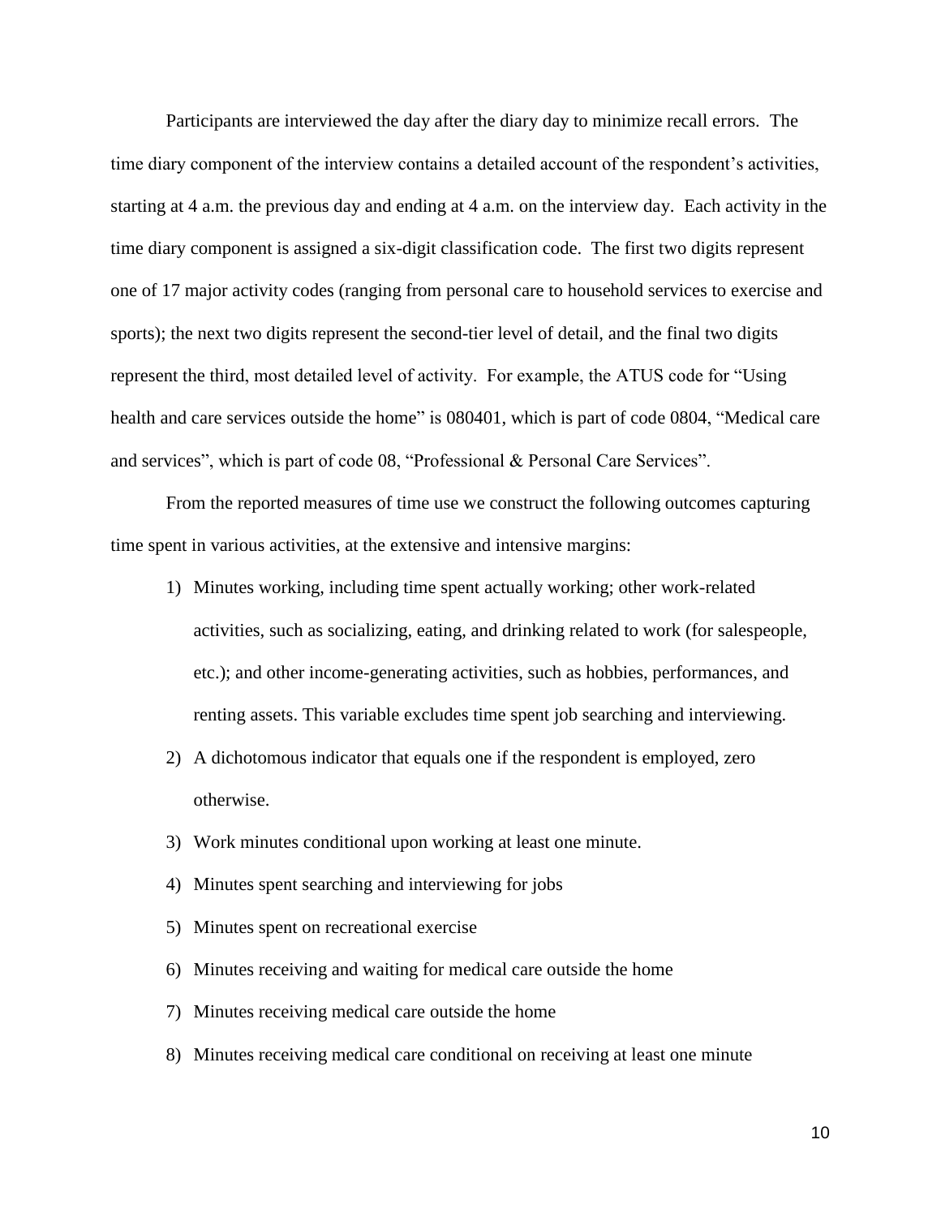Participants are interviewed the day after the diary day to minimize recall errors. The time diary component of the interview contains a detailed account of the respondent's activities, starting at 4 a.m. the previous day and ending at 4 a.m. on the interview day. Each activity in the time diary component is assigned a six-digit classification code. The first two digits represent one of 17 major activity codes (ranging from personal care to household services to exercise and sports); the next two digits represent the second-tier level of detail, and the final two digits represent the third, most detailed level of activity. For example, the ATUS code for "Using health and care services outside the home" is 080401, which is part of code 0804, "Medical care and services", which is part of code 08, "Professional & Personal Care Services".

From the reported measures of time use we construct the following outcomes capturing time spent in various activities, at the extensive and intensive margins:

1) Minutes working, including time spent actually working; other work-related activities, such as socializing, eating, and drinking related to work (for salespeople, etc.); and other income-generating activities, such as hobbies, performances, and renting assets. This variable excludes time spent job searching and interviewing.
2) A dichotomous indicator that equals one if the respondent is employed, zero otherwise.
3) Work minutes conditional upon working at least one minute.
4) Minutes spent searching and interviewing for jobs
5) Minutes spent on recreational exercise
6) Minutes receiving and waiting for medical care outside the home
7) Minutes receiving medical care outside the home
8) Minutes receiving medical care conditional on receiving at least one minute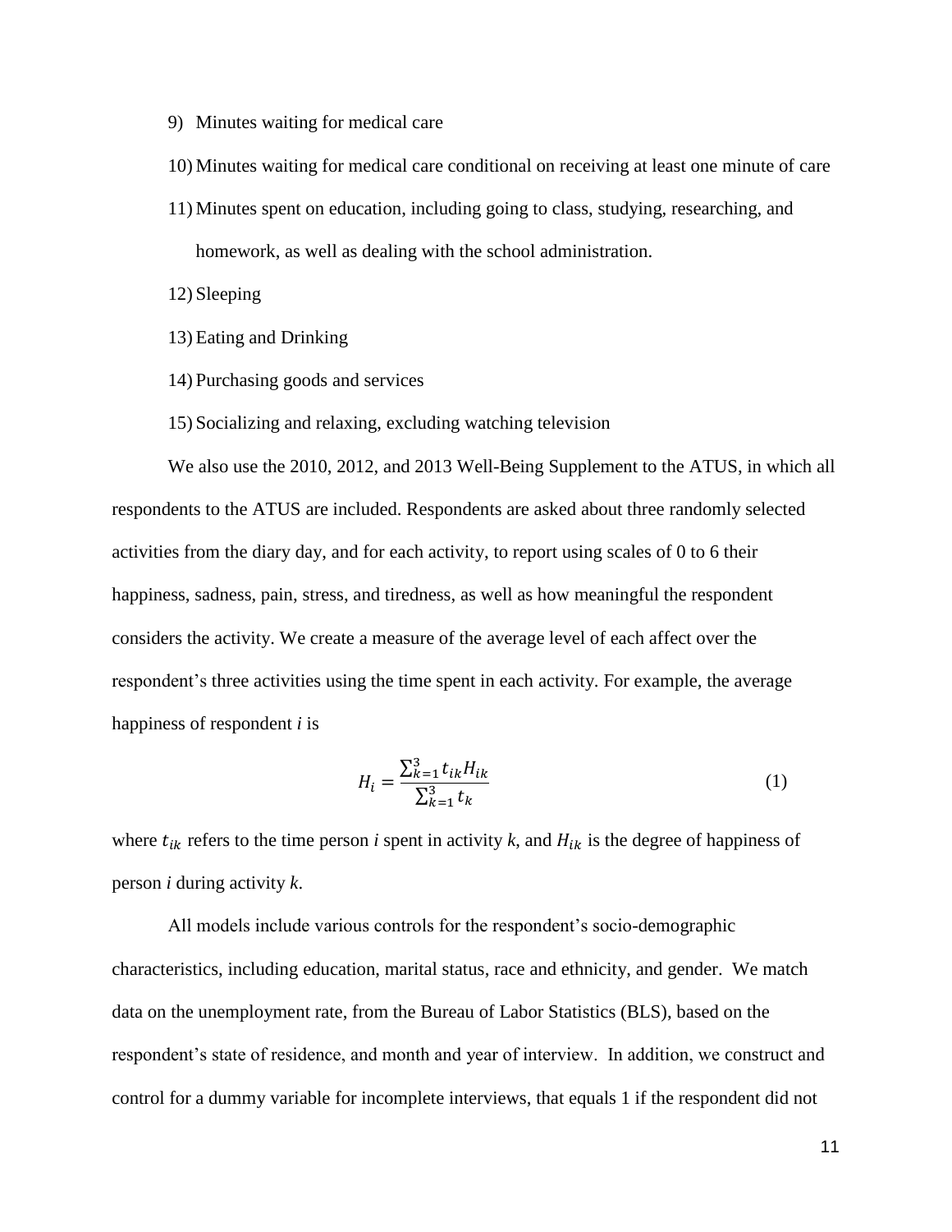9) Minutes waiting for medical care
10) Minutes waiting for medical care conditional on receiving at least one minute of care
11) Minutes spent on education, including going to class, studying, researching, and homework, as well as dealing with the school administration.
12) Sleeping
13) Eating and Drinking
14) Purchasing goods and services
15) Socializing and relaxing, excluding watching television

We also use the 2010, 2012, and 2013 Well-Being Supplement to the ATUS, in which all respondents to the ATUS are included. Respondents are asked about three randomly selected activities from the diary day, and for each activity, to report using scales of 0 to 6 their happiness, sadness, pain, stress, and tiredness, as well as how meaningful the respondent considers the activity. We create a measure of the average level of each affect over the respondent's three activities using the time spent in each activity. For example, the average happiness of respondent *i* is

$$H_i = \frac{\sum_{k=1}^{3} t_{ik} H_{ik}}{\sum_{k=1}^{3} t_k} \tag{1}$$

where $t_{ik}$ refers to the time person *i* spent in activity *k*, and $H_{ik}$ is the degree of happiness of person *i* during activity *k*.

All models include various controls for the respondent's socio-demographic characteristics, including education, marital status, race and ethnicity, and gender. We match data on the unemployment rate, from the Bureau of Labor Statistics (BLS), based on the respondent's state of residence, and month and year of interview. In addition, we construct and control for a dummy variable for incomplete interviews, that equals 1 if the respondent did not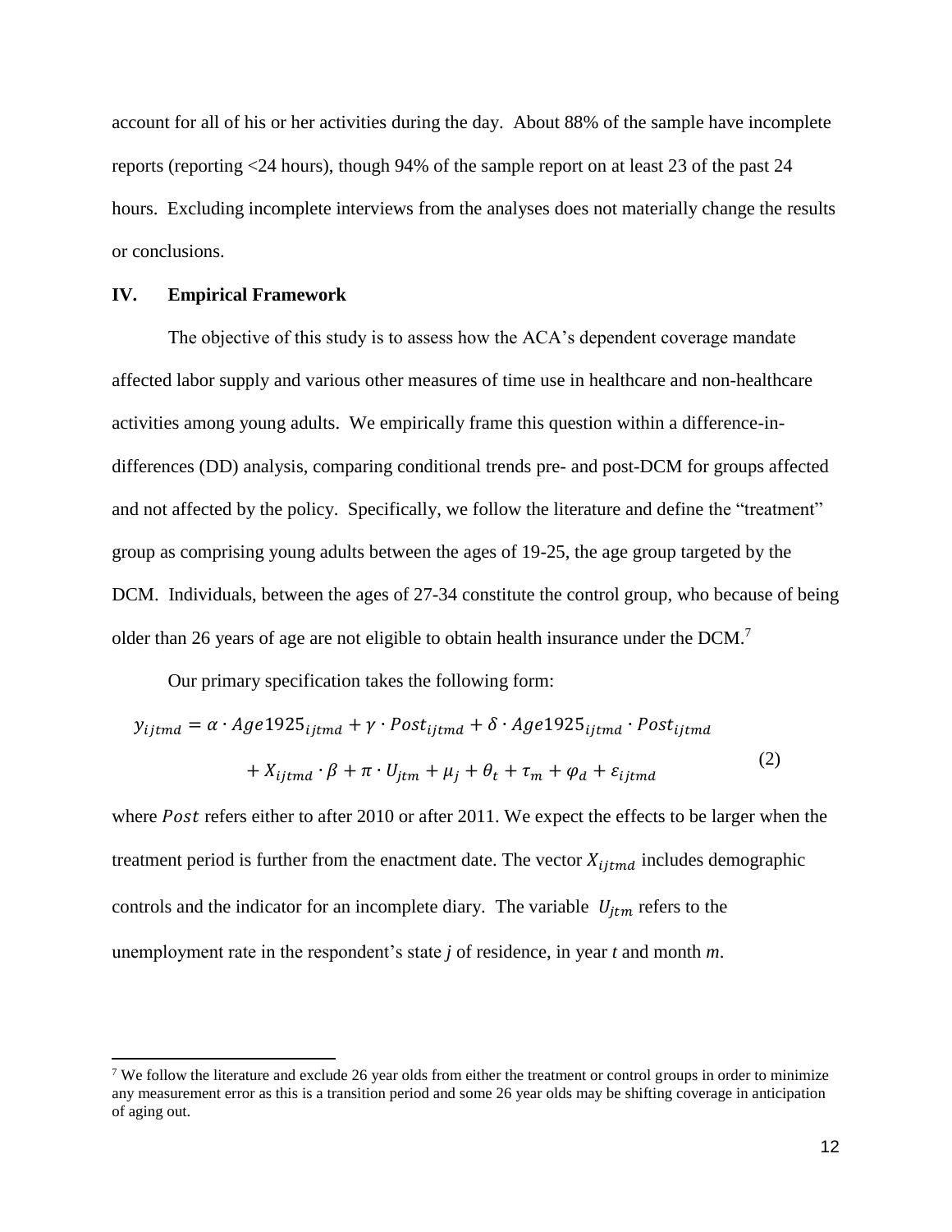account for all of his or her activities during the day. About 88% of the sample have incomplete reports (reporting <24 hours), though 94% of the sample report on at least 23 of the past 24 hours. Excluding incomplete interviews from the analyses does not materially change the results or conclusions.

## IV. Empirical Framework

The objective of this study is to assess how the ACA's dependent coverage mandate affected labor supply and various other measures of time use in healthcare and non-healthcare activities among young adults. We empirically frame this question within a difference-in-differences (DD) analysis, comparing conditional trends pre- and post-DCM for groups affected and not affected by the policy. Specifically, we follow the literature and define the "treatment" group as comprising young adults between the ages of 19-25, the age group targeted by the DCM. Individuals, between the ages of 27-34 constitute the control group, who because of being older than 26 years of age are not eligible to obtain health insurance under the DCM.[7]

Our primary specification takes the following form:

$$y_{ijtmd} = \alpha \cdot Age1925_{ijtmd} + \gamma \cdot Post_{ijtmd} + \delta \cdot Age1925_{ijtmd} \cdot Post_{ijtmd} + X_{ijtmd} \cdot \beta + \pi \cdot U_{jtm} + \mu_j + \theta_t + \tau_m + \varphi_d + \varepsilon_{ijtmd} \quad (2)$$

where $Post$ refers either to after 2010 or after 2011. We expect the effects to be larger when the treatment period is further from the enactment date. The vector $X_{ijtmd}$ includes demographic controls and the indicator for an incomplete diary. The variable $U_{jtm}$ refers to the unemployment rate in the respondent's state *j* of residence, in year *t* and month *m*.

[7] We follow the literature and exclude 26 year olds from either the treatment or control groups in order to minimize any measurement error as this is a transition period and some 26 year olds may be shifting coverage in anticipation of aging out.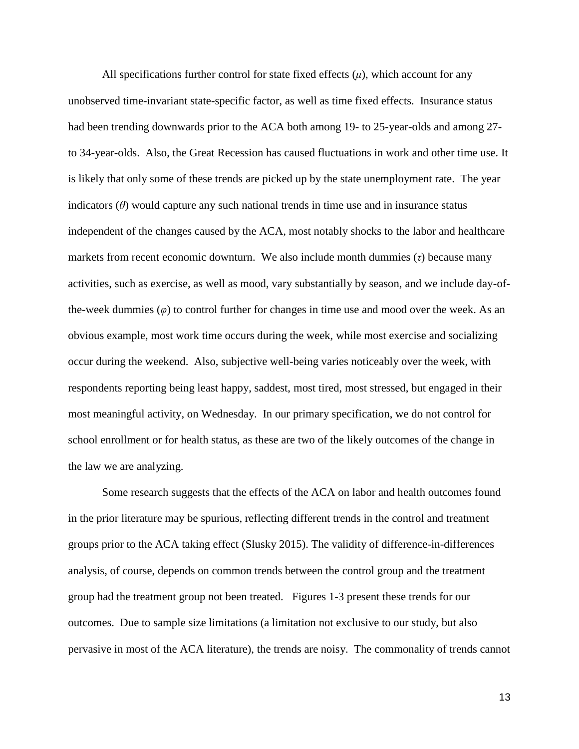All specifications further control for state fixed effects ($\mu$), which account for any unobserved time-invariant state-specific factor, as well as time fixed effects. Insurance status had been trending downwards prior to the ACA both among 19- to 25-year-olds and among 27- to 34-year-olds. Also, the Great Recession has caused fluctuations in work and other time use. It is likely that only some of these trends are picked up by the state unemployment rate. The year indicators ($\theta$) would capture any such national trends in time use and in insurance status independent of the changes caused by the ACA, most notably shocks to the labor and healthcare markets from recent economic downturn. We also include month dummies ($\tau$) because many activities, such as exercise, as well as mood, vary substantially by season, and we include day-of-the-week dummies ($\varphi$) to control further for changes in time use and mood over the week. As an obvious example, most work time occurs during the week, while most exercise and socializing occur during the weekend. Also, subjective well-being varies noticeably over the week, with respondents reporting being least happy, saddest, most tired, most stressed, but engaged in their most meaningful activity, on Wednesday. In our primary specification, we do not control for school enrollment or for health status, as these are two of the likely outcomes of the change in the law we are analyzing.

Some research suggests that the effects of the ACA on labor and health outcomes found in the prior literature may be spurious, reflecting different trends in the control and treatment groups prior to the ACA taking effect (Slusky 2015). The validity of difference-in-differences analysis, of course, depends on common trends between the control group and the treatment group had the treatment group not been treated. Figures 1-3 present these trends for our outcomes. Due to sample size limitations (a limitation not exclusive to our study, but also pervasive in most of the ACA literature), the trends are noisy. The commonality of trends cannot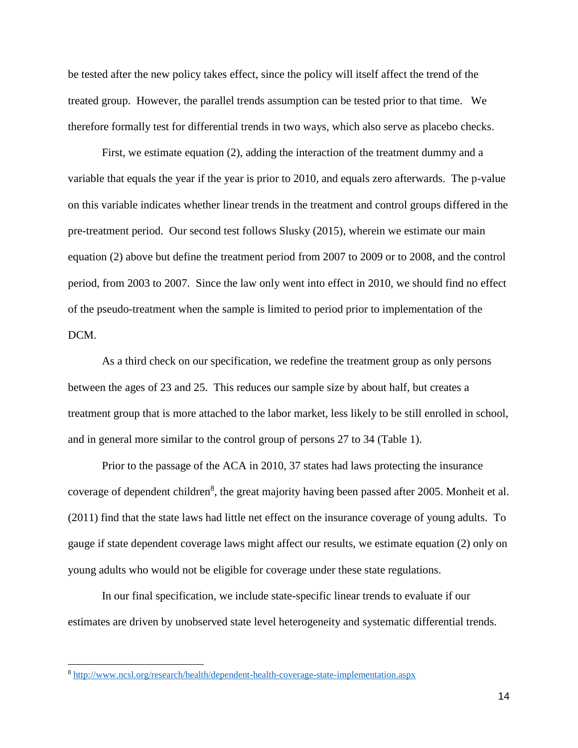be tested after the new policy takes effect, since the policy will itself affect the trend of the treated group. However, the parallel trends assumption can be tested prior to that time. We therefore formally test for differential trends in two ways, which also serve as placebo checks.

First, we estimate equation (2), adding the interaction of the treatment dummy and a variable that equals the year if the year is prior to 2010, and equals zero afterwards. The p-value on this variable indicates whether linear trends in the treatment and control groups differed in the pre-treatment period. Our second test follows Slusky (2015), wherein we estimate our main equation (2) above but define the treatment period from 2007 to 2009 or to 2008, and the control period, from 2003 to 2007. Since the law only went into effect in 2010, we should find no effect of the pseudo-treatment when the sample is limited to period prior to implementation of the DCM.

As a third check on our specification, we redefine the treatment group as only persons between the ages of 23 and 25. This reduces our sample size by about half, but creates a treatment group that is more attached to the labor market, less likely to be still enrolled in school, and in general more similar to the control group of persons 27 to 34 (Table 1).

Prior to the passage of the ACA in 2010, 37 states had laws protecting the insurance coverage of dependent children[8], the great majority having been passed after 2005. Monheit et al. (2011) find that the state laws had little net effect on the insurance coverage of young adults. To gauge if state dependent coverage laws might affect our results, we estimate equation (2) only on young adults who would not be eligible for coverage under these state regulations.

In our final specification, we include state-specific linear trends to evaluate if our estimates are driven by unobserved state level heterogeneity and systematic differential trends.

[8] http://www.ncsl.org/research/health/dependent-health-coverage-state-implementation.aspx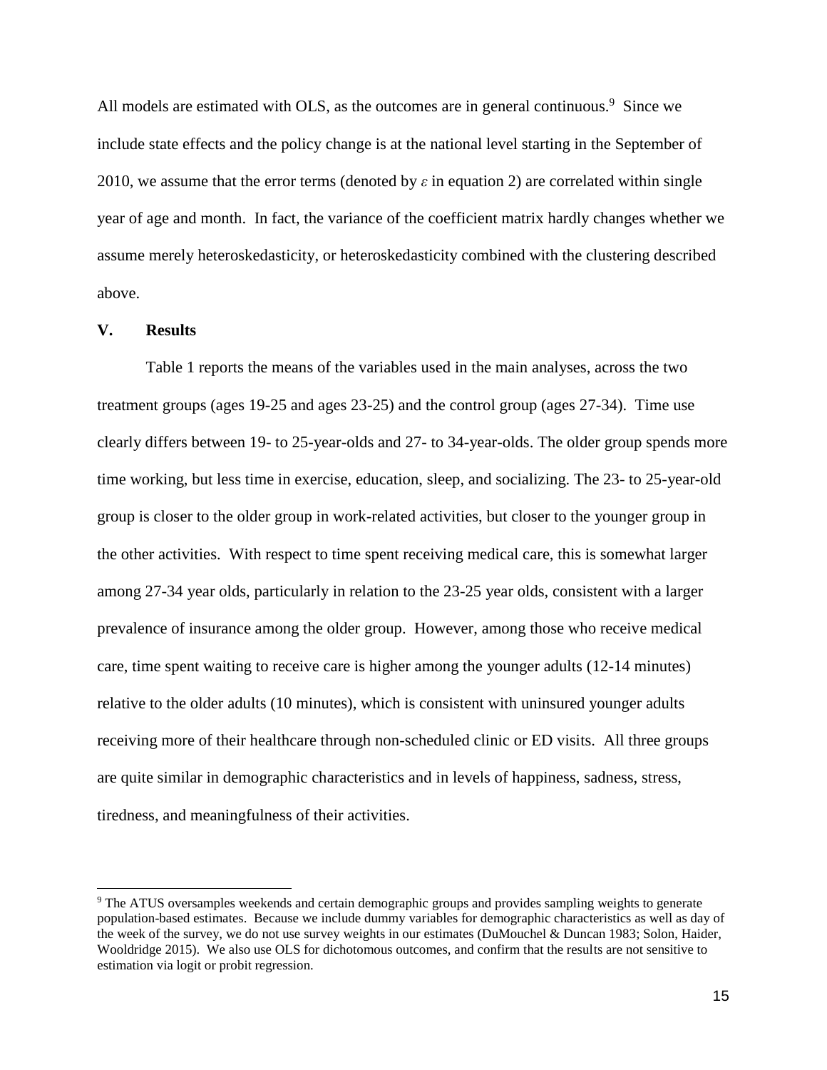All models are estimated with OLS, as the outcomes are in general continuous.[9] Since we include state effects and the policy change is at the national level starting in the September of 2010, we assume that the error terms (denoted by $\varepsilon$ in equation 2) are correlated within single year of age and month. In fact, the variance of the coefficient matrix hardly changes whether we assume merely heteroskedasticity, or heteroskedasticity combined with the clustering described above.

## V. Results

Table 1 reports the means of the variables used in the main analyses, across the two treatment groups (ages 19-25 and ages 23-25) and the control group (ages 27-34). Time use clearly differs between 19- to 25-year-olds and 27- to 34-year-olds. The older group spends more time working, but less time in exercise, education, sleep, and socializing. The 23- to 25-year-old group is closer to the older group in work-related activities, but closer to the younger group in the other activities. With respect to time spent receiving medical care, this is somewhat larger among 27-34 year olds, particularly in relation to the 23-25 year olds, consistent with a larger prevalence of insurance among the older group. However, among those who receive medical care, time spent waiting to receive care is higher among the younger adults (12-14 minutes) relative to the older adults (10 minutes), which is consistent with uninsured younger adults receiving more of their healthcare through non-scheduled clinic or ED visits. All three groups are quite similar in demographic characteristics and in levels of happiness, sadness, stress, tiredness, and meaningfulness of their activities.

---

[9] The ATUS oversamples weekends and certain demographic groups and provides sampling weights to generate population-based estimates. Because we include dummy variables for demographic characteristics as well as day of the week of the survey, we do not use survey weights in our estimates (DuMouchel & Duncan 1983; Solon, Haider, Wooldridge 2015). We also use OLS for dichotomous outcomes, and confirm that the results are not sensitive to estimation via logit or probit regression.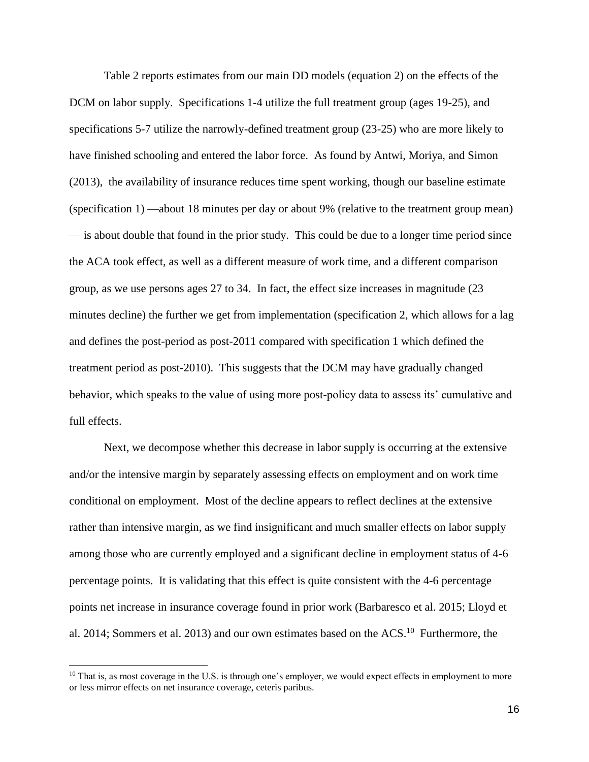Table 2 reports estimates from our main DD models (equation 2) on the effects of the DCM on labor supply. Specifications 1-4 utilize the full treatment group (ages 19-25), and specifications 5-7 utilize the narrowly-defined treatment group (23-25) who are more likely to have finished schooling and entered the labor force. As found by Antwi, Moriya, and Simon (2013), the availability of insurance reduces time spent working, though our baseline estimate (specification 1) —about 18 minutes per day or about 9% (relative to the treatment group mean) — is about double that found in the prior study. This could be due to a longer time period since the ACA took effect, as well as a different measure of work time, and a different comparison group, as we use persons ages 27 to 34. In fact, the effect size increases in magnitude (23 minutes decline) the further we get from implementation (specification 2, which allows for a lag and defines the post-period as post-2011 compared with specification 1 which defined the treatment period as post-2010). This suggests that the DCM may have gradually changed behavior, which speaks to the value of using more post-policy data to assess its' cumulative and full effects.

Next, we decompose whether this decrease in labor supply is occurring at the extensive and/or the intensive margin by separately assessing effects on employment and on work time conditional on employment. Most of the decline appears to reflect declines at the extensive rather than intensive margin, as we find insignificant and much smaller effects on labor supply among those who are currently employed and a significant decline in employment status of 4-6 percentage points. It is validating that this effect is quite consistent with the 4-6 percentage points net increase in insurance coverage found in prior work (Barbaresco et al. 2015; Lloyd et al. 2014; Sommers et al. 2013) and our own estimates based on the ACS.[10] Furthermore, the

[10] That is, as most coverage in the U.S. is through one's employer, we would expect effects in employment to more or less mirror effects on net insurance coverage, ceteris paribus.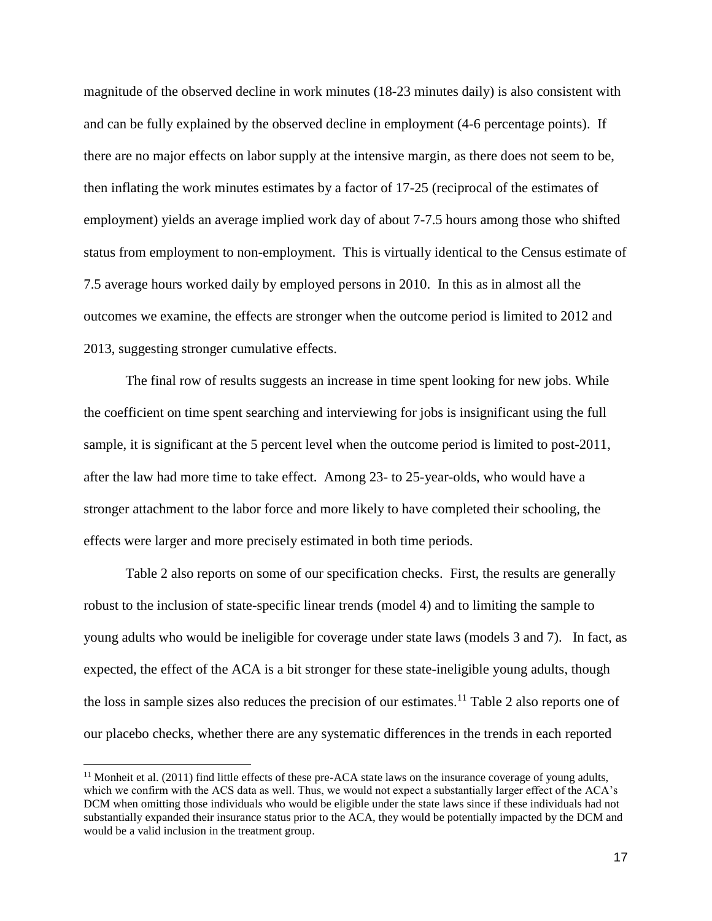magnitude of the observed decline in work minutes (18-23 minutes daily) is also consistent with and can be fully explained by the observed decline in employment (4-6 percentage points). If there are no major effects on labor supply at the intensive margin, as there does not seem to be, then inflating the work minutes estimates by a factor of 17-25 (reciprocal of the estimates of employment) yields an average implied work day of about 7-7.5 hours among those who shifted status from employment to non-employment. This is virtually identical to the Census estimate of 7.5 average hours worked daily by employed persons in 2010. In this as in almost all the outcomes we examine, the effects are stronger when the outcome period is limited to 2012 and 2013, suggesting stronger cumulative effects.

The final row of results suggests an increase in time spent looking for new jobs. While the coefficient on time spent searching and interviewing for jobs is insignificant using the full sample, it is significant at the 5 percent level when the outcome period is limited to post-2011, after the law had more time to take effect. Among 23- to 25-year-olds, who would have a stronger attachment to the labor force and more likely to have completed their schooling, the effects were larger and more precisely estimated in both time periods.

Table 2 also reports on some of our specification checks. First, the results are generally robust to the inclusion of state-specific linear trends (model 4) and to limiting the sample to young adults who would be ineligible for coverage under state laws (models 3 and 7). In fact, as expected, the effect of the ACA is a bit stronger for these state-ineligible young adults, though the loss in sample sizes also reduces the precision of our estimates.[11] Table 2 also reports one of our placebo checks, whether there are any systematic differences in the trends in each reported

---

[11] Monheit et al. (2011) find little effects of these pre-ACA state laws on the insurance coverage of young adults, which we confirm with the ACS data as well. Thus, we would not expect a substantially larger effect of the ACA's DCM when omitting those individuals who would be eligible under the state laws since if these individuals had not substantially expanded their insurance status prior to the ACA, they would be potentially impacted by the DCM and would be a valid inclusion in the treatment group.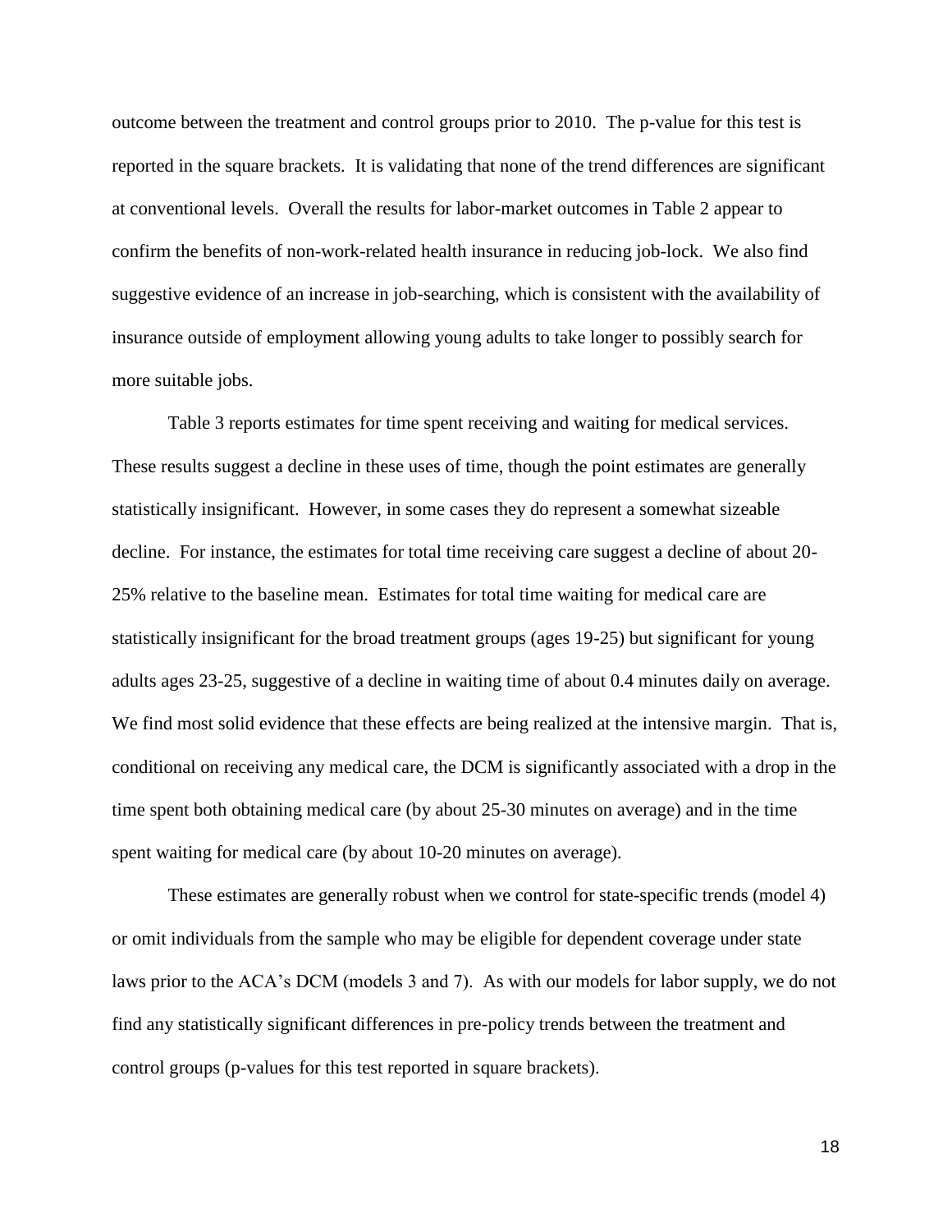outcome between the treatment and control groups prior to 2010. The p-value for this test is reported in the square brackets. It is validating that none of the trend differences are significant at conventional levels. Overall the results for labor-market outcomes in Table 2 appear to confirm the benefits of non-work-related health insurance in reducing job-lock. We also find suggestive evidence of an increase in job-searching, which is consistent with the availability of insurance outside of employment allowing young adults to take longer to possibly search for more suitable jobs.

Table 3 reports estimates for time spent receiving and waiting for medical services. These results suggest a decline in these uses of time, though the point estimates are generally statistically insignificant. However, in some cases they do represent a somewhat sizeable decline. For instance, the estimates for total time receiving care suggest a decline of about 20-25% relative to the baseline mean. Estimates for total time waiting for medical care are statistically insignificant for the broad treatment groups (ages 19-25) but significant for young adults ages 23-25, suggestive of a decline in waiting time of about 0.4 minutes daily on average. We find most solid evidence that these effects are being realized at the intensive margin. That is, conditional on receiving any medical care, the DCM is significantly associated with a drop in the time spent both obtaining medical care (by about 25-30 minutes on average) and in the time spent waiting for medical care (by about 10-20 minutes on average).

These estimates are generally robust when we control for state-specific trends (model 4) or omit individuals from the sample who may be eligible for dependent coverage under state laws prior to the ACA's DCM (models 3 and 7). As with our models for labor supply, we do not find any statistically significant differences in pre-policy trends between the treatment and control groups (p-values for this test reported in square brackets).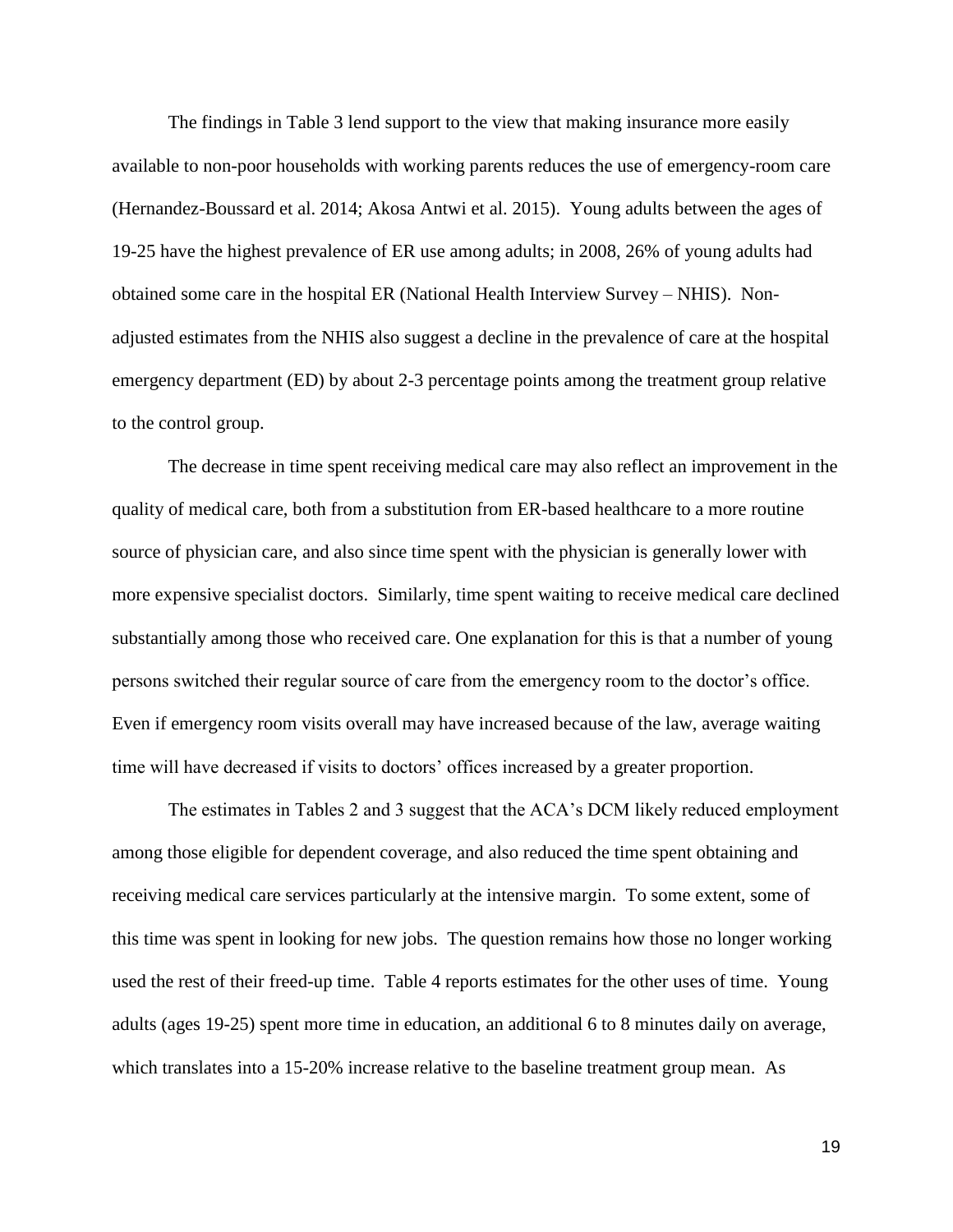The findings in Table 3 lend support to the view that making insurance more easily available to non-poor households with working parents reduces the use of emergency-room care (Hernandez-Boussard et al. 2014; Akosa Antwi et al. 2015). Young adults between the ages of 19-25 have the highest prevalence of ER use among adults; in 2008, 26% of young adults had obtained some care in the hospital ER (National Health Interview Survey – NHIS). Non-adjusted estimates from the NHIS also suggest a decline in the prevalence of care at the hospital emergency department (ED) by about 2-3 percentage points among the treatment group relative to the control group.

The decrease in time spent receiving medical care may also reflect an improvement in the quality of medical care, both from a substitution from ER-based healthcare to a more routine source of physician care, and also since time spent with the physician is generally lower with more expensive specialist doctors. Similarly, time spent waiting to receive medical care declined substantially among those who received care. One explanation for this is that a number of young persons switched their regular source of care from the emergency room to the doctor's office. Even if emergency room visits overall may have increased because of the law, average waiting time will have decreased if visits to doctors' offices increased by a greater proportion.

The estimates in Tables 2 and 3 suggest that the ACA's DCM likely reduced employment among those eligible for dependent coverage, and also reduced the time spent obtaining and receiving medical care services particularly at the intensive margin. To some extent, some of this time was spent in looking for new jobs. The question remains how those no longer working used the rest of their freed-up time. Table 4 reports estimates for the other uses of time. Young adults (ages 19-25) spent more time in education, an additional 6 to 8 minutes daily on average, which translates into a 15-20% increase relative to the baseline treatment group mean. As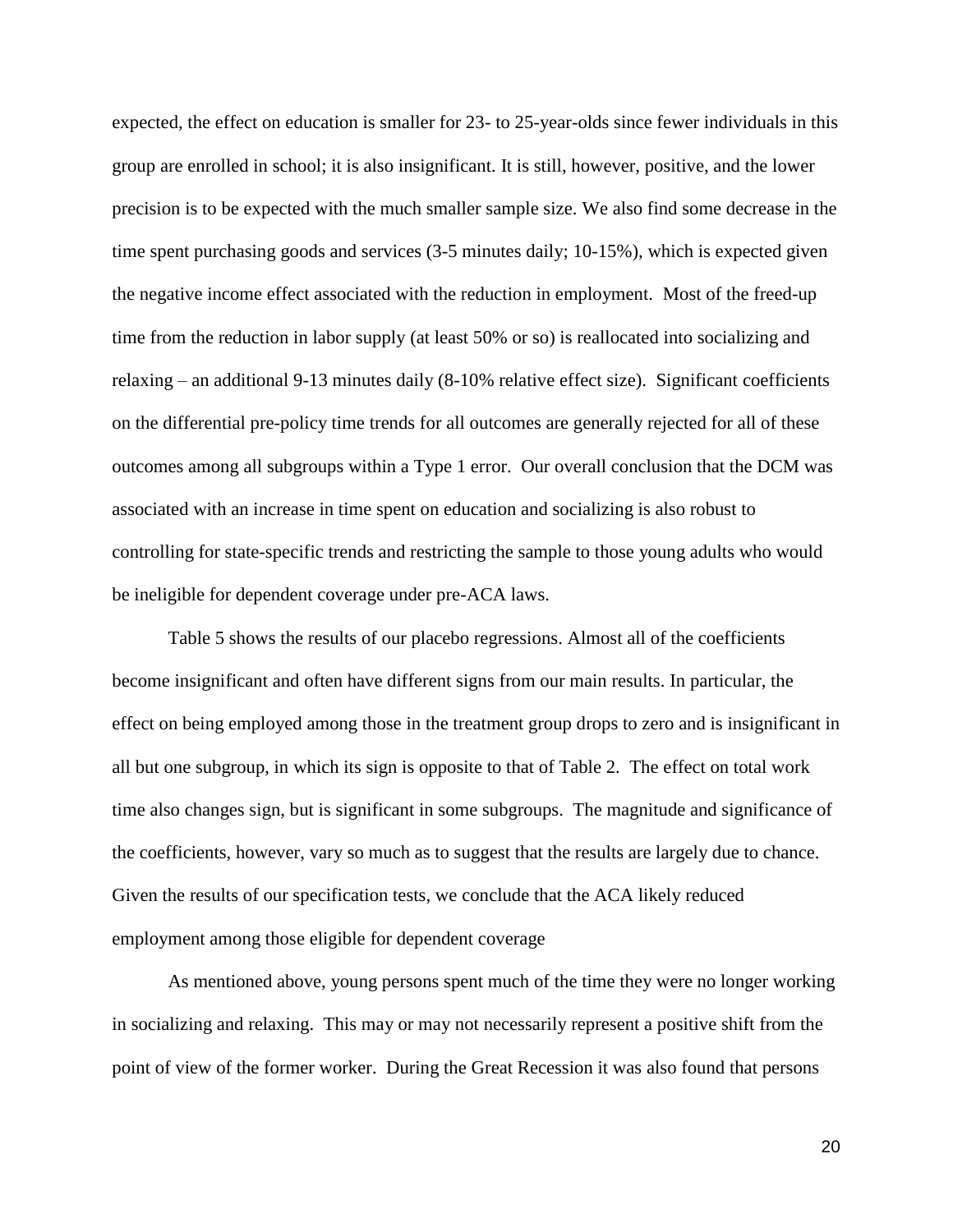expected, the effect on education is smaller for 23- to 25-year-olds since fewer individuals in this group are enrolled in school; it is also insignificant. It is still, however, positive, and the lower precision is to be expected with the much smaller sample size. We also find some decrease in the time spent purchasing goods and services (3-5 minutes daily; 10-15%), which is expected given the negative income effect associated with the reduction in employment. Most of the freed-up time from the reduction in labor supply (at least 50% or so) is reallocated into socializing and relaxing – an additional 9-13 minutes daily (8-10% relative effect size). Significant coefficients on the differential pre-policy time trends for all outcomes are generally rejected for all of these outcomes among all subgroups within a Type 1 error. Our overall conclusion that the DCM was associated with an increase in time spent on education and socializing is also robust to controlling for state-specific trends and restricting the sample to those young adults who would be ineligible for dependent coverage under pre-ACA laws.

Table 5 shows the results of our placebo regressions. Almost all of the coefficients become insignificant and often have different signs from our main results. In particular, the effect on being employed among those in the treatment group drops to zero and is insignificant in all but one subgroup, in which its sign is opposite to that of Table 2. The effect on total work time also changes sign, but is significant in some subgroups. The magnitude and significance of the coefficients, however, vary so much as to suggest that the results are largely due to chance. Given the results of our specification tests, we conclude that the ACA likely reduced employment among those eligible for dependent coverage

As mentioned above, young persons spent much of the time they were no longer working in socializing and relaxing. This may or may not necessarily represent a positive shift from the point of view of the former worker. During the Great Recession it was also found that persons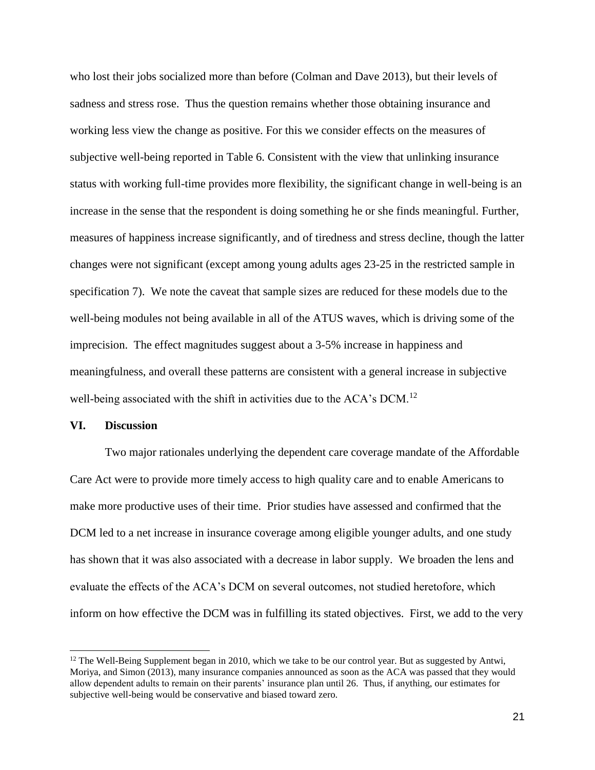who lost their jobs socialized more than before (Colman and Dave 2013), but their levels of sadness and stress rose. Thus the question remains whether those obtaining insurance and working less view the change as positive. For this we consider effects on the measures of subjective well-being reported in Table 6. Consistent with the view that unlinking insurance status with working full-time provides more flexibility, the significant change in well-being is an increase in the sense that the respondent is doing something he or she finds meaningful. Further, measures of happiness increase significantly, and of tiredness and stress decline, though the latter changes were not significant (except among young adults ages 23-25 in the restricted sample in specification 7). We note the caveat that sample sizes are reduced for these models due to the well-being modules not being available in all of the ATUS waves, which is driving some of the imprecision. The effect magnitudes suggest about a 3-5% increase in happiness and meaningfulness, and overall these patterns are consistent with a general increase in subjective well-being associated with the shift in activities due to the ACA's DCM.[12]

## VI. Discussion

Two major rationales underlying the dependent care coverage mandate of the Affordable Care Act were to provide more timely access to high quality care and to enable Americans to make more productive uses of their time. Prior studies have assessed and confirmed that the DCM led to a net increase in insurance coverage among eligible younger adults, and one study has shown that it was also associated with a decrease in labor supply. We broaden the lens and evaluate the effects of the ACA's DCM on several outcomes, not studied heretofore, which inform on how effective the DCM was in fulfilling its stated objectives. First, we add to the very

[12] The Well-Being Supplement began in 2010, which we take to be our control year. But as suggested by Antwi, Moriya, and Simon (2013), many insurance companies announced as soon as the ACA was passed that they would allow dependent adults to remain on their parents' insurance plan until 26. Thus, if anything, our estimates for subjective well-being would be conservative and biased toward zero.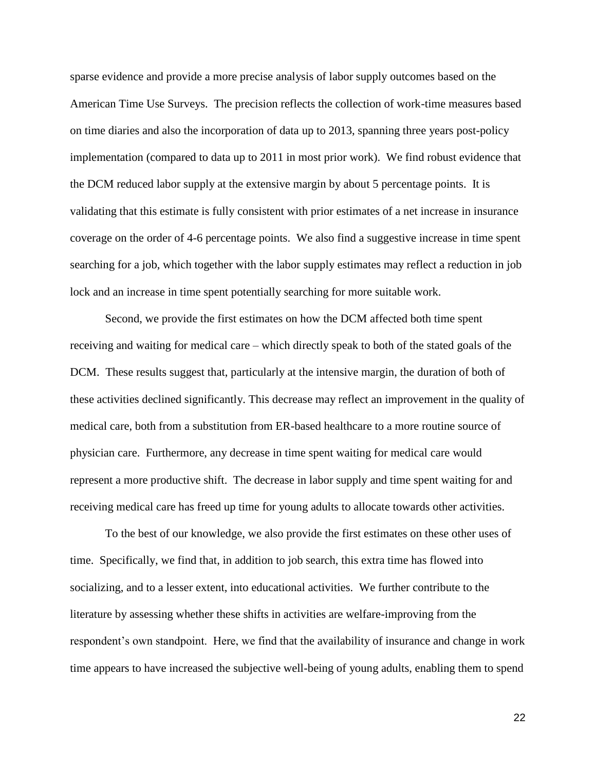sparse evidence and provide a more precise analysis of labor supply outcomes based on the American Time Use Surveys. The precision reflects the collection of work-time measures based on time diaries and also the incorporation of data up to 2013, spanning three years post-policy implementation (compared to data up to 2011 in most prior work). We find robust evidence that the DCM reduced labor supply at the extensive margin by about 5 percentage points. It is validating that this estimate is fully consistent with prior estimates of a net increase in insurance coverage on the order of 4-6 percentage points. We also find a suggestive increase in time spent searching for a job, which together with the labor supply estimates may reflect a reduction in job lock and an increase in time spent potentially searching for more suitable work.

Second, we provide the first estimates on how the DCM affected both time spent receiving and waiting for medical care – which directly speak to both of the stated goals of the DCM. These results suggest that, particularly at the intensive margin, the duration of both of these activities declined significantly. This decrease may reflect an improvement in the quality of medical care, both from a substitution from ER-based healthcare to a more routine source of physician care. Furthermore, any decrease in time spent waiting for medical care would represent a more productive shift. The decrease in labor supply and time spent waiting for and receiving medical care has freed up time for young adults to allocate towards other activities.

To the best of our knowledge, we also provide the first estimates on these other uses of time. Specifically, we find that, in addition to job search, this extra time has flowed into socializing, and to a lesser extent, into educational activities. We further contribute to the literature by assessing whether these shifts in activities are welfare-improving from the respondent's own standpoint. Here, we find that the availability of insurance and change in work time appears to have increased the subjective well-being of young adults, enabling them to spend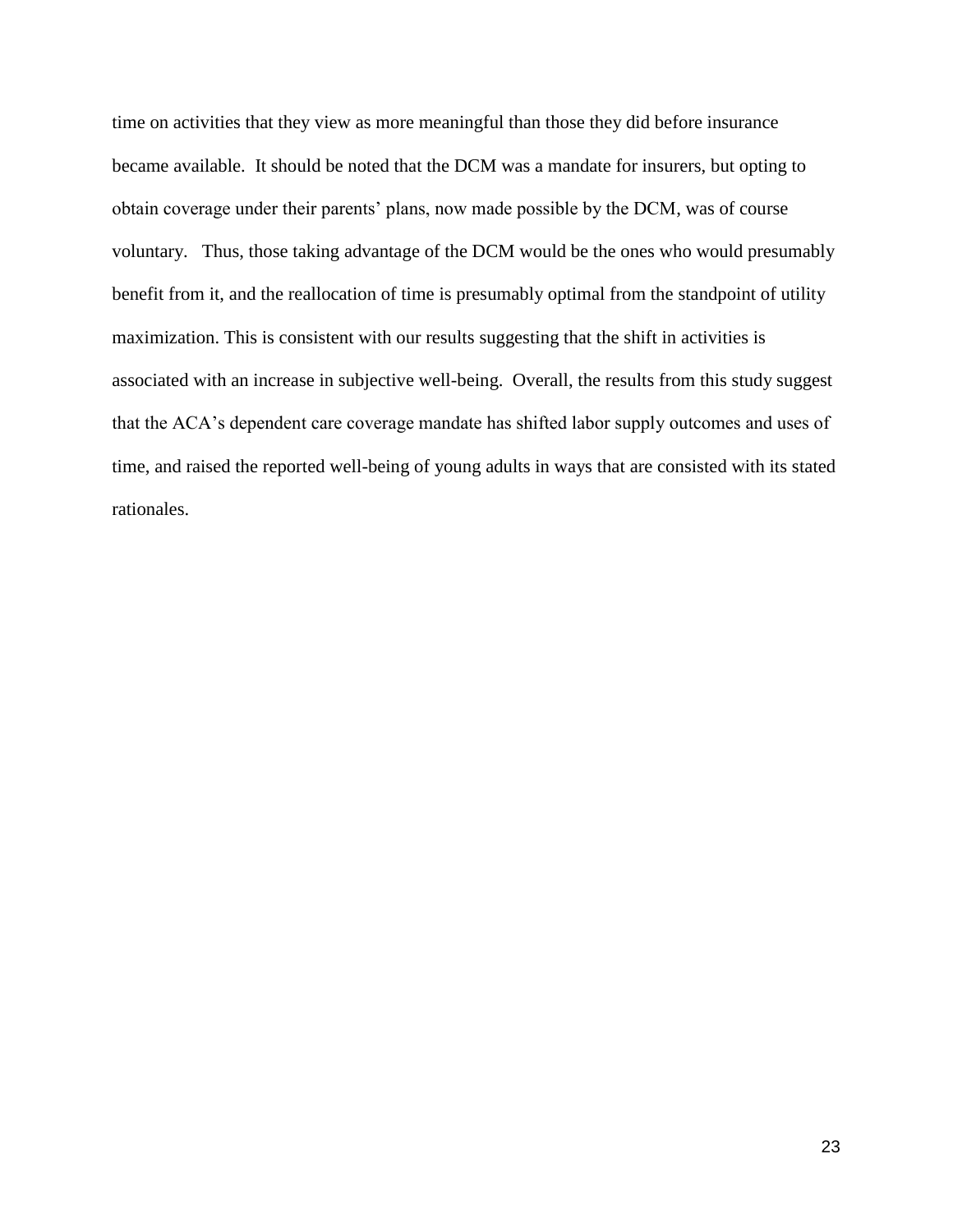time on activities that they view as more meaningful than those they did before insurance became available. It should be noted that the DCM was a mandate for insurers, but opting to obtain coverage under their parents' plans, now made possible by the DCM, was of course voluntary. Thus, those taking advantage of the DCM would be the ones who would presumably benefit from it, and the reallocation of time is presumably optimal from the standpoint of utility maximization. This is consistent with our results suggesting that the shift in activities is associated with an increase in subjective well-being. Overall, the results from this study suggest that the ACA's dependent care coverage mandate has shifted labor supply outcomes and uses of time, and raised the reported well-being of young adults in ways that are consisted with its stated rationales.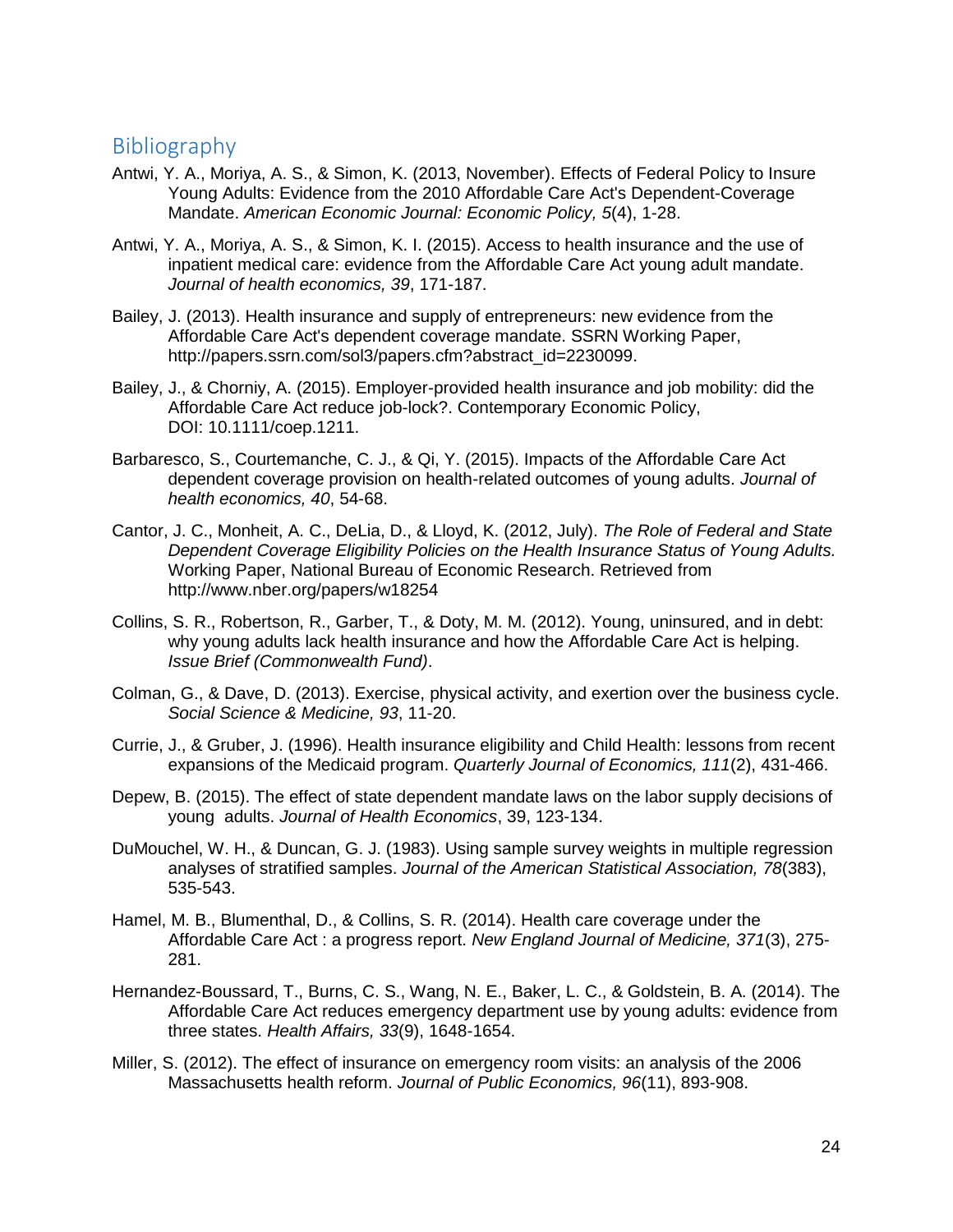## Bibliography

Antwi, Y. A., Moriya, A. S., & Simon, K. (2013, November). Effects of Federal Policy to Insure Young Adults: Evidence from the 2010 Affordable Care Act's Dependent-Coverage Mandate. *American Economic Journal: Economic Policy, 5*(4), 1-28.

Antwi, Y. A., Moriya, A. S., & Simon, K. I. (2015). Access to health insurance and the use of inpatient medical care: evidence from the Affordable Care Act young adult mandate. *Journal of health economics, 39*, 171-187.

Bailey, J. (2013). Health insurance and supply of entrepreneurs: new evidence from the Affordable Care Act's dependent coverage mandate. SSRN Working Paper, http://papers.ssrn.com/sol3/papers.cfm?abstract_id=2230099.

Bailey, J., & Chorniy, A. (2015). Employer-provided health insurance and job mobility: did the Affordable Care Act reduce job-lock?. Contemporary Economic Policy, DOI: 10.1111/coep.1211.

Barbaresco, S., Courtemanche, C. J., & Qi, Y. (2015). Impacts of the Affordable Care Act dependent coverage provision on health-related outcomes of young adults. *Journal of health economics, 40*, 54-68.

Cantor, J. C., Monheit, A. C., DeLia, D., & Lloyd, K. (2012, July). *The Role of Federal and State Dependent Coverage Eligibility Policies on the Health Insurance Status of Young Adults.* Working Paper, National Bureau of Economic Research. Retrieved from http://www.nber.org/papers/w18254

Collins, S. R., Robertson, R., Garber, T., & Doty, M. M. (2012). Young, uninsured, and in debt: why young adults lack health insurance and how the Affordable Care Act is helping. *Issue Brief (Commonwealth Fund)*.

Colman, G., & Dave, D. (2013). Exercise, physical activity, and exertion over the business cycle. *Social Science & Medicine, 93*, 11-20.

Currie, J., & Gruber, J. (1996). Health insurance eligibility and Child Health: lessons from recent expansions of the Medicaid program. *Quarterly Journal of Economics, 111*(2), 431-466.

Depew, B. (2015). The effect of state dependent mandate laws on the labor supply decisions of young adults. *Journal of Health Economics*, 39, 123-134.

DuMouchel, W. H., & Duncan, G. J. (1983). Using sample survey weights in multiple regression analyses of stratified samples. *Journal of the American Statistical Association, 78*(383), 535-543.

Hamel, M. B., Blumenthal, D., & Collins, S. R. (2014). Health care coverage under the Affordable Care Act : a progress report. *New England Journal of Medicine, 371*(3), 275-281.

Hernandez-Boussard, T., Burns, C. S., Wang, N. E., Baker, L. C., & Goldstein, B. A. (2014). The Affordable Care Act reduces emergency department use by young adults: evidence from three states. *Health Affairs, 33*(9), 1648-1654.

Miller, S. (2012). The effect of insurance on emergency room visits: an analysis of the 2006 Massachusetts health reform. *Journal of Public Economics, 96*(11), 893-908.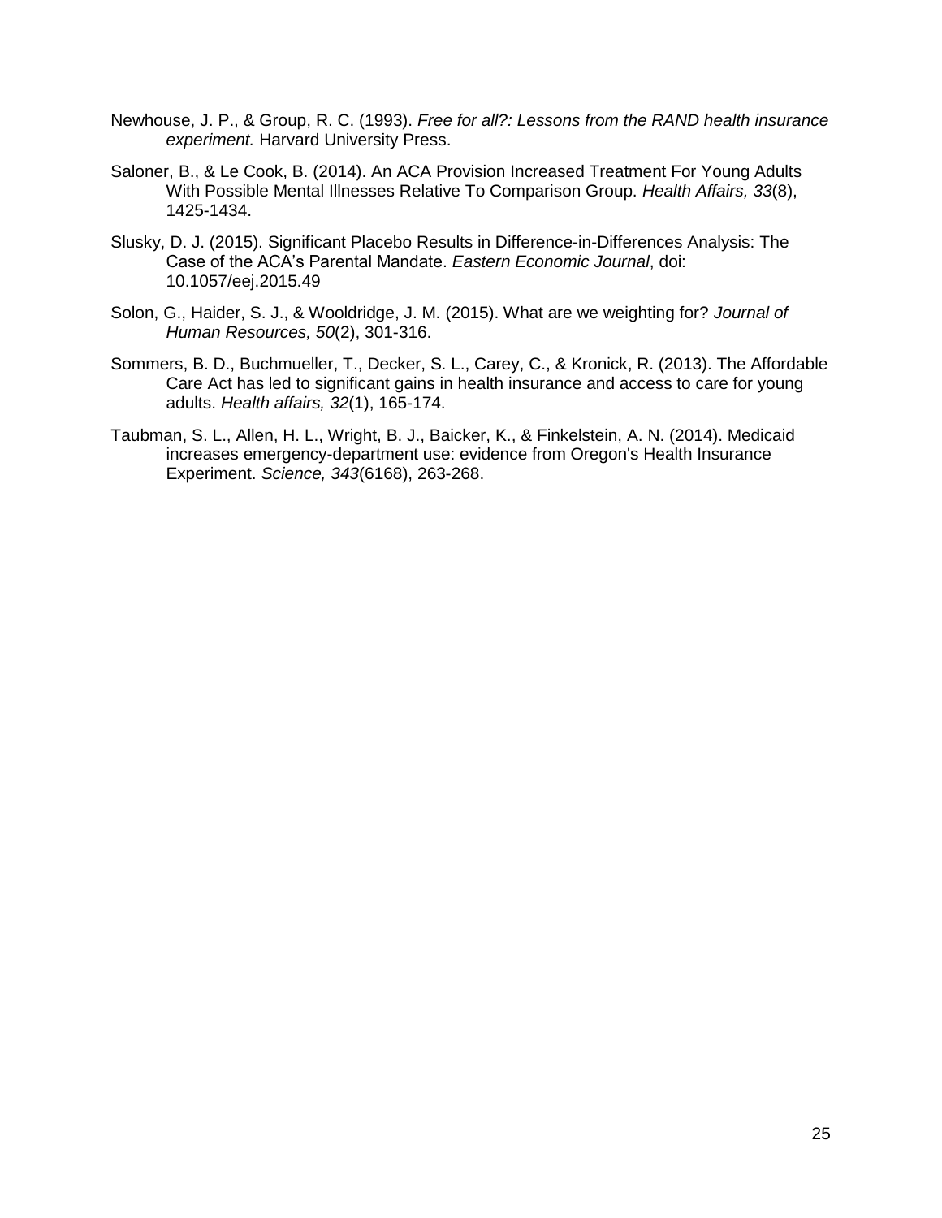Newhouse, J. P., & Group, R. C. (1993). *Free for all?: Lessons from the RAND health insurance experiment.* Harvard University Press.

Saloner, B., & Le Cook, B. (2014). An ACA Provision Increased Treatment For Young Adults With Possible Mental Illnesses Relative To Comparison Group. *Health Affairs, 33*(8), 1425-1434.

Slusky, D. J. (2015). Significant Placebo Results in Difference-in-Differences Analysis: The Case of the ACA's Parental Mandate. *Eastern Economic Journal*, doi: 10.1057/eej.2015.49

Solon, G., Haider, S. J., & Wooldridge, J. M. (2015). What are we weighting for? *Journal of Human Resources, 50*(2), 301-316.

Sommers, B. D., Buchmueller, T., Decker, S. L., Carey, C., & Kronick, R. (2013). The Affordable Care Act has led to significant gains in health insurance and access to care for young adults. *Health affairs, 32*(1), 165-174.

Taubman, S. L., Allen, H. L., Wright, B. J., Baicker, K., & Finkelstein, A. N. (2014). Medicaid increases emergency-department use: evidence from Oregon's Health Insurance Experiment. *Science, 343*(6168), 263-268.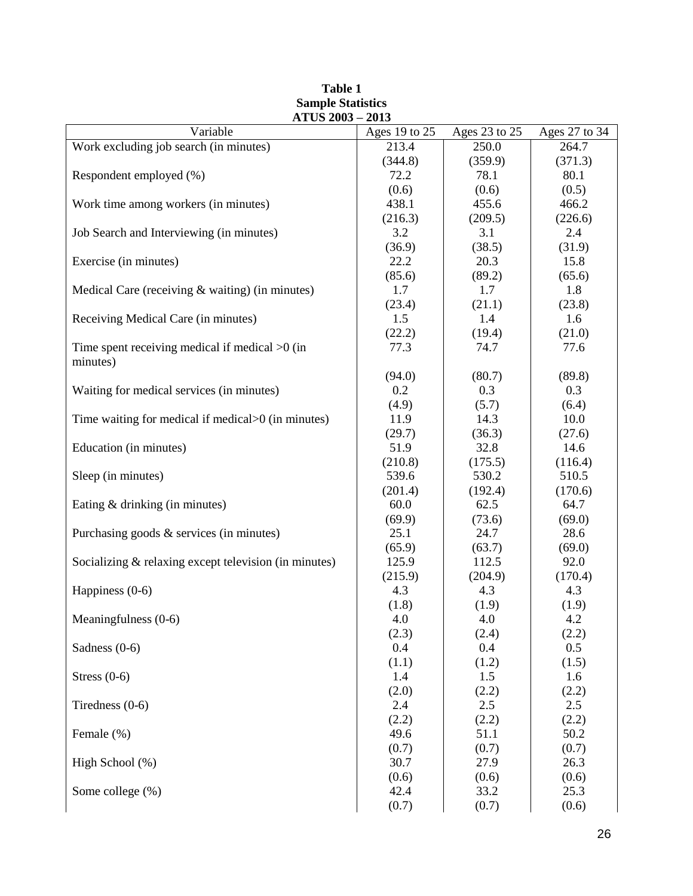**Table 1**
**Sample Statistics**
**ATUS 2003 – 2013**

| Variable | Ages 19 to 25 | Ages 23 to 25 | Ages 27 to 34 |
|---|---|---|---|
| Work excluding job search (in minutes) | 213.4 | 250.0 | 264.7 |
| | (344.8) | (359.9) | (371.3) |
| Respondent employed (%) | 72.2 | 78.1 | 80.1 |
| | (0.6) | (0.6) | (0.5) |
| Work time among workers (in minutes) | 438.1 | 455.6 | 466.2 |
| | (216.3) | (209.5) | (226.6) |
| Job Search and Interviewing (in minutes) | 3.2 | 3.1 | 2.4 |
| | (36.9) | (38.5) | (31.9) |
| Exercise (in minutes) | 22.2 | 20.3 | 15.8 |
| | (85.6) | (89.2) | (65.6) |
| Medical Care (receiving & waiting) (in minutes) | 1.7 | 1.7 | 1.8 |
| | (23.4) | (21.1) | (23.8) |
| Receiving Medical Care (in minutes) | 1.5 | 1.4 | 1.6 |
| | (22.2) | (19.4) | (21.0) |
| Time spent receiving medical if medical >0 (in minutes) | 77.3 | 74.7 | 77.6 |
| | (94.0) | (80.7) | (89.8) |
| Waiting for medical services (in minutes) | 0.2 | 0.3 | 0.3 |
| | (4.9) | (5.7) | (6.4) |
| Time waiting for medical if medical>0 (in minutes) | 11.9 | 14.3 | 10.0 |
| | (29.7) | (36.3) | (27.6) |
| Education (in minutes) | 51.9 | 32.8 | 14.6 |
| | (210.8) | (175.5) | (116.4) |
| Sleep (in minutes) | 539.6 | 530.2 | 510.5 |
| | (201.4) | (192.4) | (170.6) |
| Eating & drinking (in minutes) | 60.0 | 62.5 | 64.7 |
| | (69.9) | (73.6) | (69.0) |
| Purchasing goods & services (in minutes) | 25.1 | 24.7 | 28.6 |
| | (65.9) | (63.7) | (69.0) |
| Socializing & relaxing except television (in minutes) | 125.9 | 112.5 | 92.0 |
| | (215.9) | (204.9) | (170.4) |
| Happiness (0-6) | 4.3 | 4.3 | 4.3 |
| | (1.8) | (1.9) | (1.9) |
| Meaningfulness (0-6) | 4.0 | 4.0 | 4.2 |
| | (2.3) | (2.4) | (2.2) |
| Sadness (0-6) | 0.4 | 0.4 | 0.5 |
| | (1.1) | (1.2) | (1.5) |
| Stress (0-6) | 1.4 | 1.5 | 1.6 |
| | (2.0) | (2.2) | (2.2) |
| Tiredness (0-6) | 2.4 | 2.5 | 2.5 |
| | (2.2) | (2.2) | (2.2) |
| Female (%) | 49.6 | 51.1 | 50.2 |
| | (0.7) | (0.7) | (0.7) |
| High School (%) | 30.7 | 27.9 | 26.3 |
| | (0.6) | (0.6) | (0.6) |
| Some college (%) | 42.4 | 33.2 | 25.3 |
| | (0.7) | (0.7) | (0.6) |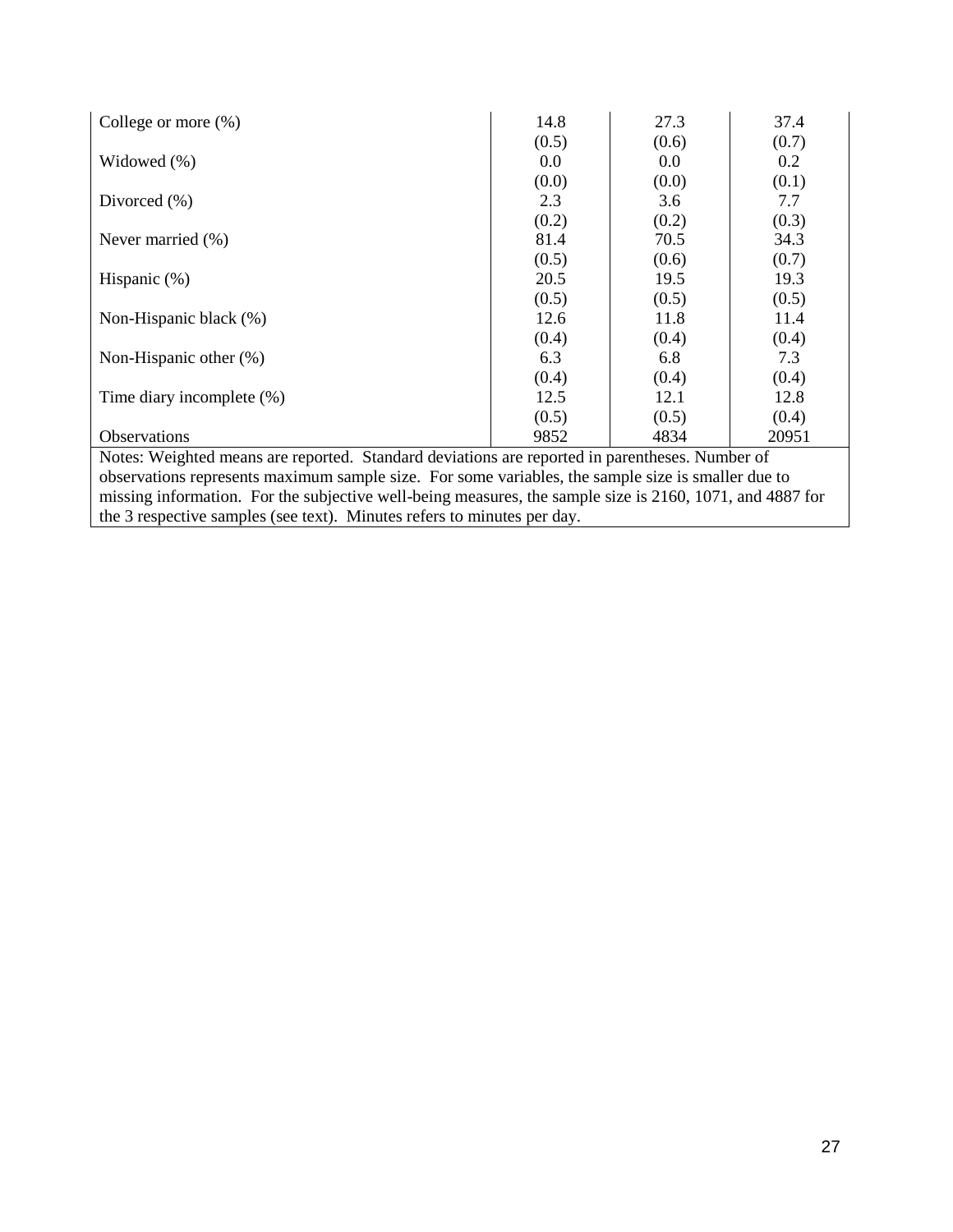| | | | |
|---|---|---|---|
| College or more (%) | 14.8 | 27.3 | 37.4 |
| | (0.5) | (0.6) | (0.7) |
| Widowed (%) | 0.0 | 0.0 | 0.2 |
| | (0.0) | (0.0) | (0.1) |
| Divorced (%) | 2.3 | 3.6 | 7.7 |
| | (0.2) | (0.2) | (0.3) |
| Never married (%) | 81.4 | 70.5 | 34.3 |
| | (0.5) | (0.6) | (0.7) |
| Hispanic (%) | 20.5 | 19.5 | 19.3 |
| | (0.5) | (0.5) | (0.5) |
| Non-Hispanic black (%) | 12.6 | 11.8 | 11.4 |
| | (0.4) | (0.4) | (0.4) |
| Non-Hispanic other (%) | 6.3 | 6.8 | 7.3 |
| | (0.4) | (0.4) | (0.4) |
| Time diary incomplete (%) | 12.5 | 12.1 | 12.8 |
| | (0.5) | (0.5) | (0.4) |
| Observations | 9852 | 4834 | 20951 |

Notes: Weighted means are reported. Standard deviations are reported in parentheses. Number of observations represents maximum sample size. For some variables, the sample size is smaller due to missing information. For the subjective well-being measures, the sample size is 2160, 1071, and 4887 for the 3 respective samples (see text). Minutes refers to minutes per day.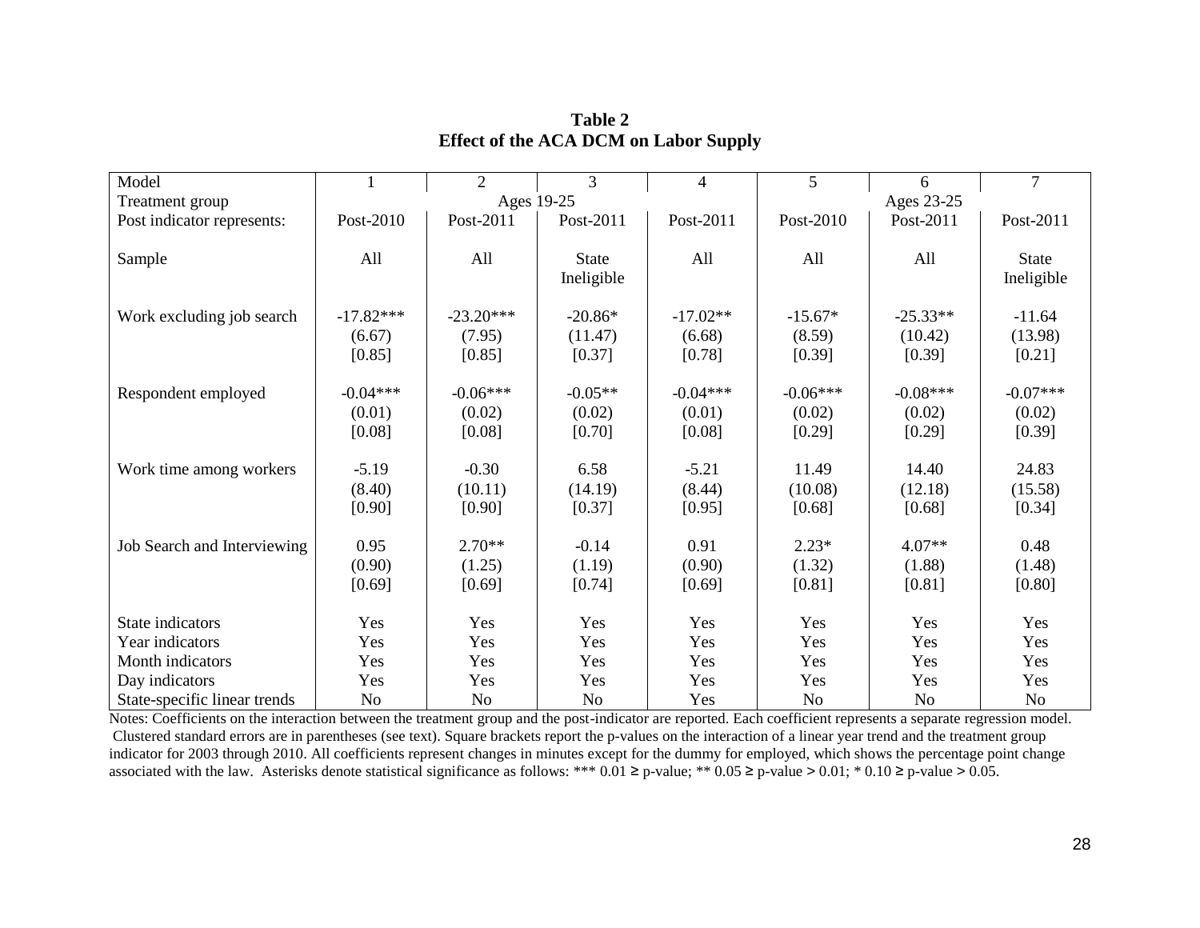**Table 2**
**Effect of the ACA DCM on Labor Supply**

| Model | 1 | 2 | 3 | 4 | 5 | 6 | 7 |
|---|---|---|---|---|---|---|---|
| Treatment group | Ages 19-25 | | | | Ages 23-25 | | |
| Post indicator represents: | Post-2010 | Post-2011 | Post-2011 | Post-2011 | Post-2010 | Post-2011 | Post-2011 |
| Sample | All | All | State Ineligible | All | All | All | State Ineligible |
| Work excluding job search | -17.82*** | -23.20*** | -20.86* | -17.02** | -15.67* | -25.33** | -11.64 |
| | (6.67) | (7.95) | (11.47) | (6.68) | (8.59) | (10.42) | (13.98) |
| | [0.85] | [0.85] | [0.37] | [0.78] | [0.39] | [0.39] | [0.21] |
| Respondent employed | -0.04*** | -0.06*** | -0.05** | -0.04*** | -0.06*** | -0.08*** | -0.07*** |
| | (0.01) | (0.02) | (0.02) | (0.01) | (0.02) | (0.02) | (0.02) |
| | [0.08] | [0.08] | [0.70] | [0.08] | [0.29] | [0.29] | [0.39] |
| Work time among workers | -5.19 | -0.30 | 6.58 | -5.21 | 11.49 | 14.40 | 24.83 |
| | (8.40) | (10.11) | (14.19) | (8.44) | (10.08) | (12.18) | (15.58) |
| | [0.90] | [0.90] | [0.37] | [0.95] | [0.68] | [0.68] | [0.34] |
| Job Search and Interviewing | 0.95 | 2.70** | -0.14 | 0.91 | 2.23* | 4.07** | 0.48 |
| | (0.90) | (1.25) | (1.19) | (0.90) | (1.32) | (1.88) | (1.48) |
| | [0.69] | [0.69] | [0.74] | [0.69] | [0.81] | [0.81] | [0.80] |
| State indicators | Yes | Yes | Yes | Yes | Yes | Yes | Yes |
| Year indicators | Yes | Yes | Yes | Yes | Yes | Yes | Yes |
| Month indicators | Yes | Yes | Yes | Yes | Yes | Yes | Yes |
| Day indicators | Yes | Yes | Yes | Yes | Yes | Yes | Yes |
| State-specific linear trends | No | No | No | Yes | No | No | No |

Notes: Coefficients on the interaction between the treatment group and the post-indicator are reported. Each coefficient represents a separate regression model. Clustered standard errors are in parentheses (see text). Square brackets report the p-values on the interaction of a linear year trend and the treatment group indicator for 2003 through 2010. All coefficients represent changes in minutes except for the dummy for employed, which shows the percentage point change associated with the law. Asterisks denote statistical significance as follows: *** 0.01 ≥ p-value; ** 0.05 ≥ p-value > 0.01; * 0.10 ≥ p-value > 0.05.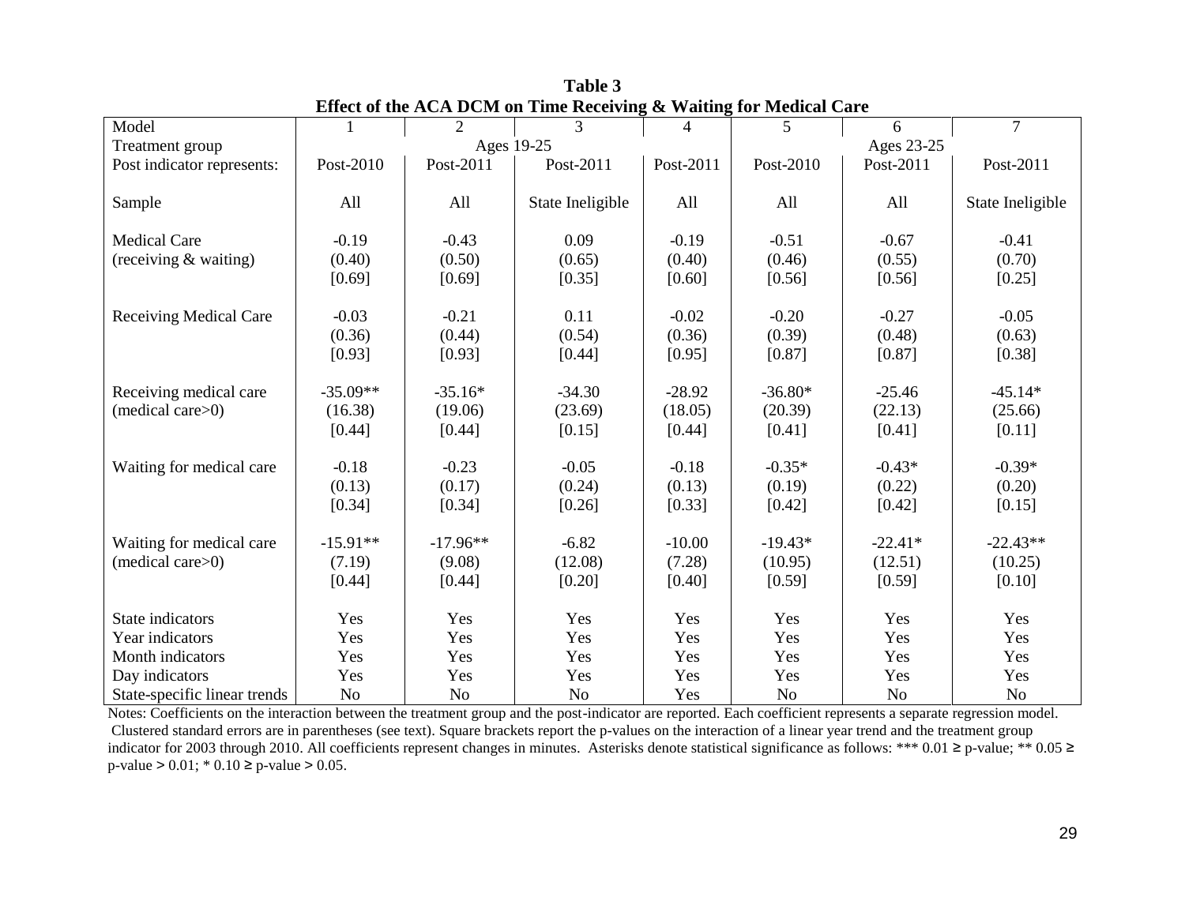**Table 3**
**Effect of the ACA DCM on Time Receiving & Waiting for Medical Care**

| Model | 1 | 2 | 3 | 4 | 5 | 6 | 7 |
|---|---|---|---|---|---|---|---|
| Treatment group | Ages 19-25 | | | | Ages 23-25 | | |
| Post indicator represents: | Post-2010 | Post-2011 | Post-2011 | Post-2011 | Post-2010 | Post-2011 | Post-2011 |
| Sample | All | All | State Ineligible | All | All | All | State Ineligible |
| Medical Care | -0.19 | -0.43 | 0.09 | -0.19 | -0.51 | -0.67 | -0.41 |
| (receiving & waiting) | (0.40) | (0.50) | (0.65) | (0.40) | (0.46) | (0.55) | (0.70) |
| | [0.69] | [0.69] | [0.35] | [0.60] | [0.56] | [0.56] | [0.25] |
| Receiving Medical Care | -0.03 | -0.21 | 0.11 | -0.02 | -0.20 | -0.27 | -0.05 |
| | (0.36) | (0.44) | (0.54) | (0.36) | (0.39) | (0.48) | (0.63) |
| | [0.93] | [0.93] | [0.44] | [0.95] | [0.87] | [0.87] | [0.38] |
| Receiving medical care | -35.09** | -35.16* | -34.30 | -28.92 | -36.80* | -25.46 | -45.14* |
| (medical care>0) | (16.38) | (19.06) | (23.69) | (18.05) | (20.39) | (22.13) | (25.66) |
| | [0.44] | [0.44] | [0.15] | [0.44] | [0.41] | [0.41] | [0.11] |
| Waiting for medical care | -0.18 | -0.23 | -0.05 | -0.18 | -0.35* | -0.43* | -0.39* |
| | (0.13) | (0.17) | (0.24) | (0.13) | (0.19) | (0.22) | (0.20) |
| | [0.34] | [0.34] | [0.26] | [0.33] | [0.42] | [0.42] | [0.15] |
| Waiting for medical care | -15.91** | -17.96** | -6.82 | -10.00 | -19.43* | -22.41* | -22.43** |
| (medical care>0) | (7.19) | (9.08) | (12.08) | (7.28) | (10.95) | (12.51) | (10.25) |
| | [0.44] | [0.44] | [0.20] | [0.40] | [0.59] | [0.59] | [0.10] |
| State indicators | Yes | Yes | Yes | Yes | Yes | Yes | Yes |
| Year indicators | Yes | Yes | Yes | Yes | Yes | Yes | Yes |
| Month indicators | Yes | Yes | Yes | Yes | Yes | Yes | Yes |
| Day indicators | Yes | Yes | Yes | Yes | Yes | Yes | Yes |
| State-specific linear trends | No | No | No | Yes | No | No | No |

Notes: Coefficients on the interaction between the treatment group and the post-indicator are reported. Each coefficient represents a separate regression model. Clustered standard errors are in parentheses (see text). Square brackets report the p-values on the interaction of a linear year trend and the treatment group indicator for 2003 through 2010. All coefficients represent changes in minutes. Asterisks denote statistical significance as follows: *** 0.01 ≥ p-value; ** 0.05 ≥ p-value > 0.01; * 0.10 ≥ p-value > 0.05.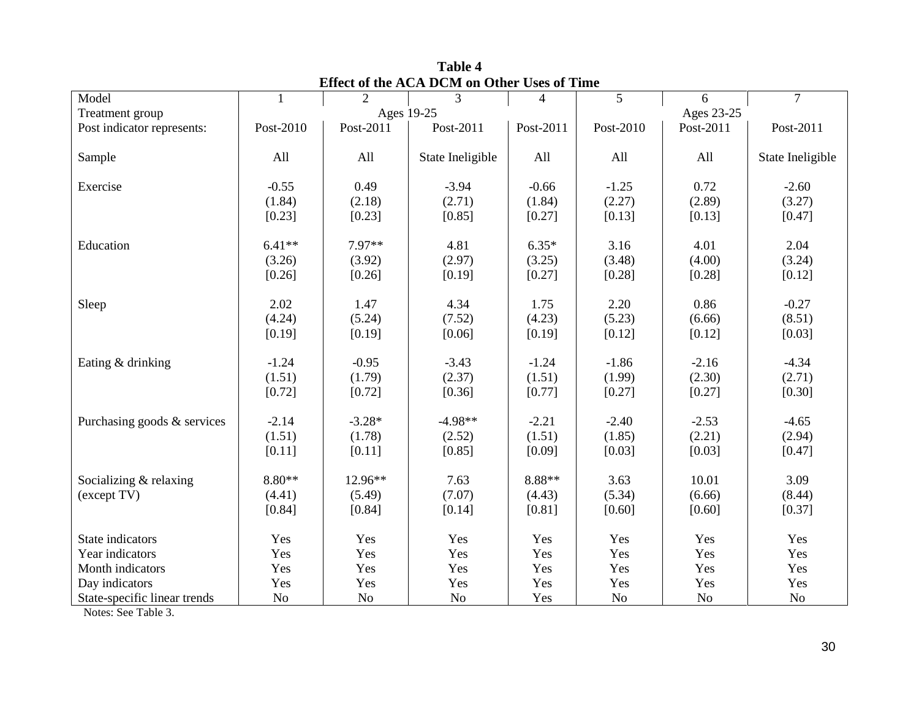**Table 4**
**Effect of the ACA DCM on Other Uses of Time**

| Model | 1 | 2 | 3 | 4 | 5 | 6 | 7 |
|---|---|---|---|---|---|---|---|
| Treatment group | Ages 19-25 | | | | Ages 23-25 | | |
| Post indicator represents: | Post-2010 | Post-2011 | Post-2011 | Post-2011 | Post-2010 | Post-2011 | Post-2011 |
| Sample | All | All | State Ineligible | All | All | All | State Ineligible |
| Exercise | -0.55 | 0.49 | -3.94 | -0.66 | -1.25 | 0.72 | -2.60 |
| | (1.84) | (2.18) | (2.71) | (1.84) | (2.27) | (2.89) | (3.27) |
| | [0.23] | [0.23] | [0.85] | [0.27] | [0.13] | [0.13] | [0.47] |
| Education | 6.41** | 7.97** | 4.81 | 6.35* | 3.16 | 4.01 | 2.04 |
| | (3.26) | (3.92) | (2.97) | (3.25) | (3.48) | (4.00) | (3.24) |
| | [0.26] | [0.26] | [0.19] | [0.27] | [0.28] | [0.28] | [0.12] |
| Sleep | 2.02 | 1.47 | 4.34 | 1.75 | 2.20 | 0.86 | -0.27 |
| | (4.24) | (5.24) | (7.52) | (4.23) | (5.23) | (6.66) | (8.51) |
| | [0.19] | [0.19] | [0.06] | [0.19] | [0.12] | [0.12] | [0.03] |
| Eating & drinking | -1.24 | -0.95 | -3.43 | -1.24 | -1.86 | -2.16 | -4.34 |
| | (1.51) | (1.79) | (2.37) | (1.51) | (1.99) | (2.30) | (2.71) |
| | [0.72] | [0.72] | [0.36] | [0.77] | [0.27] | [0.27] | [0.30] |
| Purchasing goods & services | -2.14 | -3.28* | -4.98** | -2.21 | -2.40 | -2.53 | -4.65 |
| | (1.51) | (1.78) | (2.52) | (1.51) | (1.85) | (2.21) | (2.94) |
| | [0.11] | [0.11] | [0.85] | [0.09] | [0.03] | [0.03] | [0.47] |
| Socializing & relaxing (except TV) | 8.80** | 12.96** | 7.63 | 8.88** | 3.63 | 10.01 | 3.09 |
| | (4.41) | (5.49) | (7.07) | (4.43) | (5.34) | (6.66) | (8.44) |
| | [0.84] | [0.84] | [0.14] | [0.81] | [0.60] | [0.60] | [0.37] |
| State indicators | Yes | Yes | Yes | Yes | Yes | Yes | Yes |
| Year indicators | Yes | Yes | Yes | Yes | Yes | Yes | Yes |
| Month indicators | Yes | Yes | Yes | Yes | Yes | Yes | Yes |
| Day indicators | Yes | Yes | Yes | Yes | Yes | Yes | Yes |
| State-specific linear trends | No | No | No | Yes | No | No | No |

Notes: See Table 3.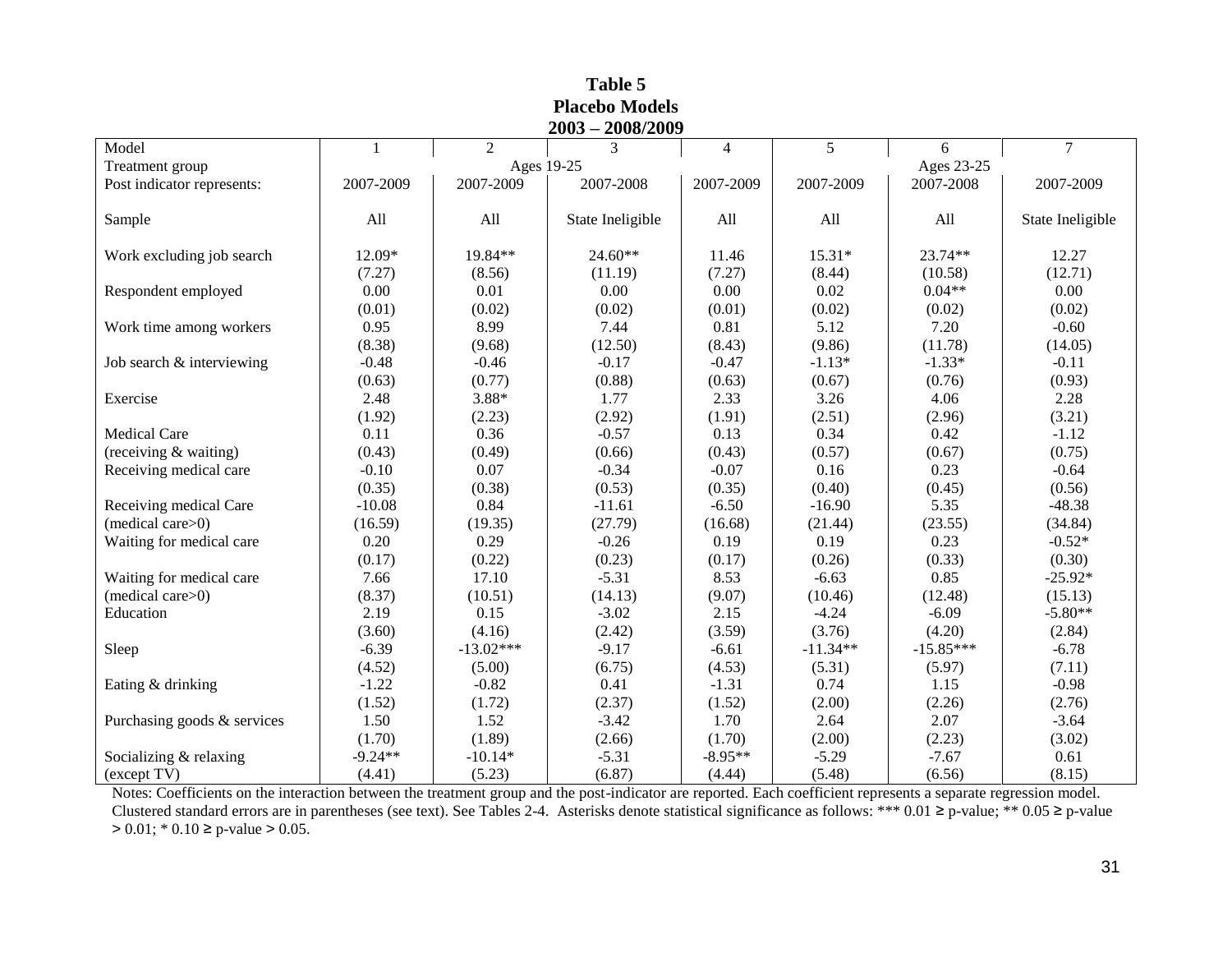# Table 5
## Placebo Models
## 2003 – 2008/2009

| Model | 1 | 2 | 3 | 4 | 5 | 6 | 7 |
|---|---|---|---|---|---|---|---|
| Treatment group | Ages 19-25 | | | | | Ages 23-25 | |
| Post indicator represents: | 2007-2009 | 2007-2009 | 2007-2008 | 2007-2009 | 2007-2009 | 2007-2008 | 2007-2009 |
| Sample | All | All | State Ineligible | All | All | All | State Ineligible |
| Work excluding job search | 12.09* | 19.84** | 24.60** | 11.46 | 15.31* | 23.74** | 12.27 |
| | (7.27) | (8.56) | (11.19) | (7.27) | (8.44) | (10.58) | (12.71) |
| Respondent employed | 0.00 | 0.01 | 0.00 | 0.00 | 0.02 | 0.04** | 0.00 |
| | (0.01) | (0.02) | (0.02) | (0.01) | (0.02) | (0.02) | (0.02) |
| Work time among workers | 0.95 | 8.99 | 7.44 | 0.81 | 5.12 | 7.20 | -0.60 |
| | (8.38) | (9.68) | (12.50) | (8.43) | (9.86) | (11.78) | (14.05) |
| Job search & interviewing | -0.48 | -0.46 | -0.17 | -0.47 | -1.13* | -1.33* | -0.11 |
| | (0.63) | (0.77) | (0.88) | (0.63) | (0.67) | (0.76) | (0.93) |
| Exercise | 2.48 | 3.88* | 1.77 | 2.33 | 3.26 | 4.06 | 2.28 |
| | (1.92) | (2.23) | (2.92) | (1.91) | (2.51) | (2.96) | (3.21) |
| Medical Care | 0.11 | 0.36 | -0.57 | 0.13 | 0.34 | 0.42 | -1.12 |
| (receiving & waiting) | (0.43) | (0.49) | (0.66) | (0.43) | (0.57) | (0.67) | (0.75) |
| Receiving medical care | -0.10 | 0.07 | -0.34 | -0.07 | 0.16 | 0.23 | -0.64 |
| | (0.35) | (0.38) | (0.53) | (0.35) | (0.40) | (0.45) | (0.56) |
| Receiving medical Care | -10.08 | 0.84 | -11.61 | -6.50 | -16.90 | 5.35 | -48.38 |
| (medical care>0) | (16.59) | (19.35) | (27.79) | (16.68) | (21.44) | (23.55) | (34.84) |
| Waiting for medical care | 0.20 | 0.29 | -0.26 | 0.19 | 0.19 | 0.23 | -0.52* |
| | (0.17) | (0.22) | (0.23) | (0.17) | (0.26) | (0.33) | (0.30) |
| Waiting for medical care | 7.66 | 17.10 | -5.31 | 8.53 | -6.63 | 0.85 | -25.92* |
| (medical care>0) | (8.37) | (10.51) | (14.13) | (9.07) | (10.46) | (12.48) | (15.13) |
| Education | 2.19 | 0.15 | -3.02 | 2.15 | -4.24 | -6.09 | -5.80** |
| | (3.60) | (4.16) | (2.42) | (3.59) | (3.76) | (4.20) | (2.84) |
| Sleep | -6.39 | -13.02*** | -9.17 | -6.61 | -11.34** | -15.85*** | -6.78 |
| | (4.52) | (5.00) | (6.75) | (4.53) | (5.31) | (5.97) | (7.11) |
| Eating & drinking | -1.22 | -0.82 | 0.41 | -1.31 | 0.74 | 1.15 | -0.98 |
| | (1.52) | (1.72) | (2.37) | (1.52) | (2.00) | (2.26) | (2.76) |
| Purchasing goods & services | 1.50 | 1.52 | -3.42 | 1.70 | 2.64 | 2.07 | -3.64 |
| | (1.70) | (1.89) | (2.66) | (1.70) | (2.00) | (2.23) | (3.02) |
| Socializing & relaxing | -9.24** | -10.14* | -5.31 | -8.95** | -5.29 | -7.67 | 0.61 |
| (except TV) | (4.41) | (5.23) | (6.87) | (4.44) | (5.48) | (6.56) | (8.15) |

Notes: Coefficients on the interaction between the treatment group and the post-indicator are reported. Each coefficient represents a separate regression model. Clustered standard errors are in parentheses (see text). See Tables 2-4. Asterisks denote statistical significance as follows: *** 0.01 ≥ p-value; ** 0.05 ≥ p-value > 0.01; * 0.10 ≥ p-value > 0.05.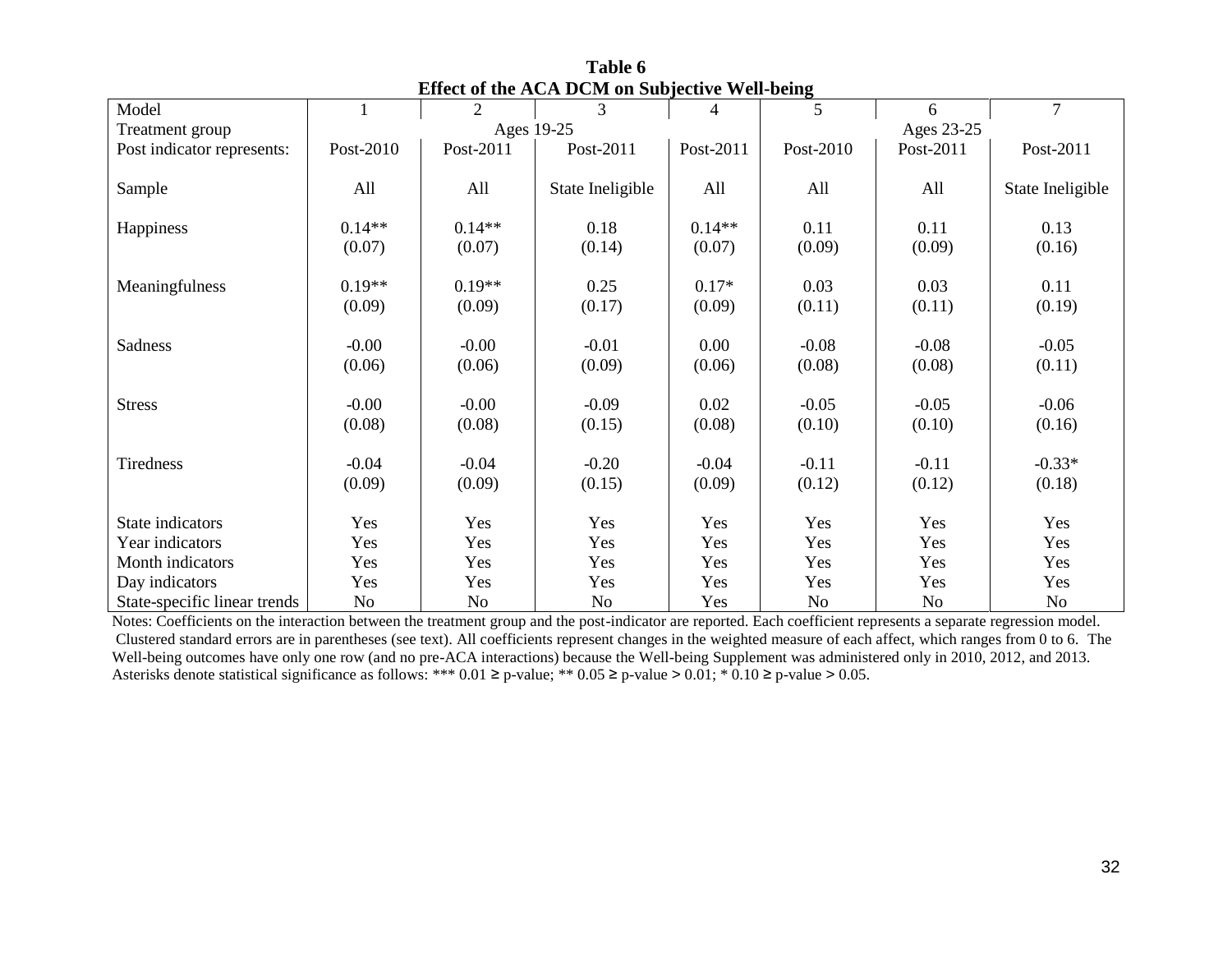**Table 6**
**Effect of the ACA DCM on Subjective Well-being**

| Model | 1 | 2 | 3 | 4 | 5 | 6 | 7 |
|---|---|---|---|---|---|---|---|
| Treatment group | Ages 19-25 | | | | Ages 23-25 | | |
| Post indicator represents: | Post-2010 | Post-2011 | Post-2011 | Post-2011 | Post-2010 | Post-2011 | Post-2011 |
| Sample | All | All | State Ineligible | All | All | All | State Ineligible |
| Happiness | 0.14** | 0.14** | 0.18 | 0.14** | 0.11 | 0.11 | 0.13 |
| | (0.07) | (0.07) | (0.14) | (0.07) | (0.09) | (0.09) | (0.16) |
| Meaningfulness | 0.19** | 0.19** | 0.25 | 0.17* | 0.03 | 0.03 | 0.11 |
| | (0.09) | (0.09) | (0.17) | (0.09) | (0.11) | (0.11) | (0.19) |
| Sadness | -0.00 | -0.00 | -0.01 | 0.00 | -0.08 | -0.08 | -0.05 |
| | (0.06) | (0.06) | (0.09) | (0.06) | (0.08) | (0.08) | (0.11) |
| Stress | -0.00 | -0.00 | -0.09 | 0.02 | -0.05 | -0.05 | -0.06 |
| | (0.08) | (0.08) | (0.15) | (0.08) | (0.10) | (0.10) | (0.16) |
| Tiredness | -0.04 | -0.04 | -0.20 | -0.04 | -0.11 | -0.11 | -0.33* |
| | (0.09) | (0.09) | (0.15) | (0.09) | (0.12) | (0.12) | (0.18) |
| State indicators | Yes | Yes | Yes | Yes | Yes | Yes | Yes |
| Year indicators | Yes | Yes | Yes | Yes | Yes | Yes | Yes |
| Month indicators | Yes | Yes | Yes | Yes | Yes | Yes | Yes |
| Day indicators | Yes | Yes | Yes | Yes | Yes | Yes | Yes |
| State-specific linear trends | No | No | No | Yes | No | No | No |

Notes: Coefficients on the interaction between the treatment group and the post-indicator are reported. Each coefficient represents a separate regression model. Clustered standard errors are in parentheses (see text). All coefficients represent changes in the weighted measure of each affect, which ranges from 0 to 6. The Well-being outcomes have only one row (and no pre-ACA interactions) because the Well-being Supplement was administered only in 2010, 2012, and 2013. Asterisks denote statistical significance as follows: *** 0.01 ≥ p-value; ** 0.05 ≥ p-value > 0.01; * 0.10 ≥ p-value > 0.05.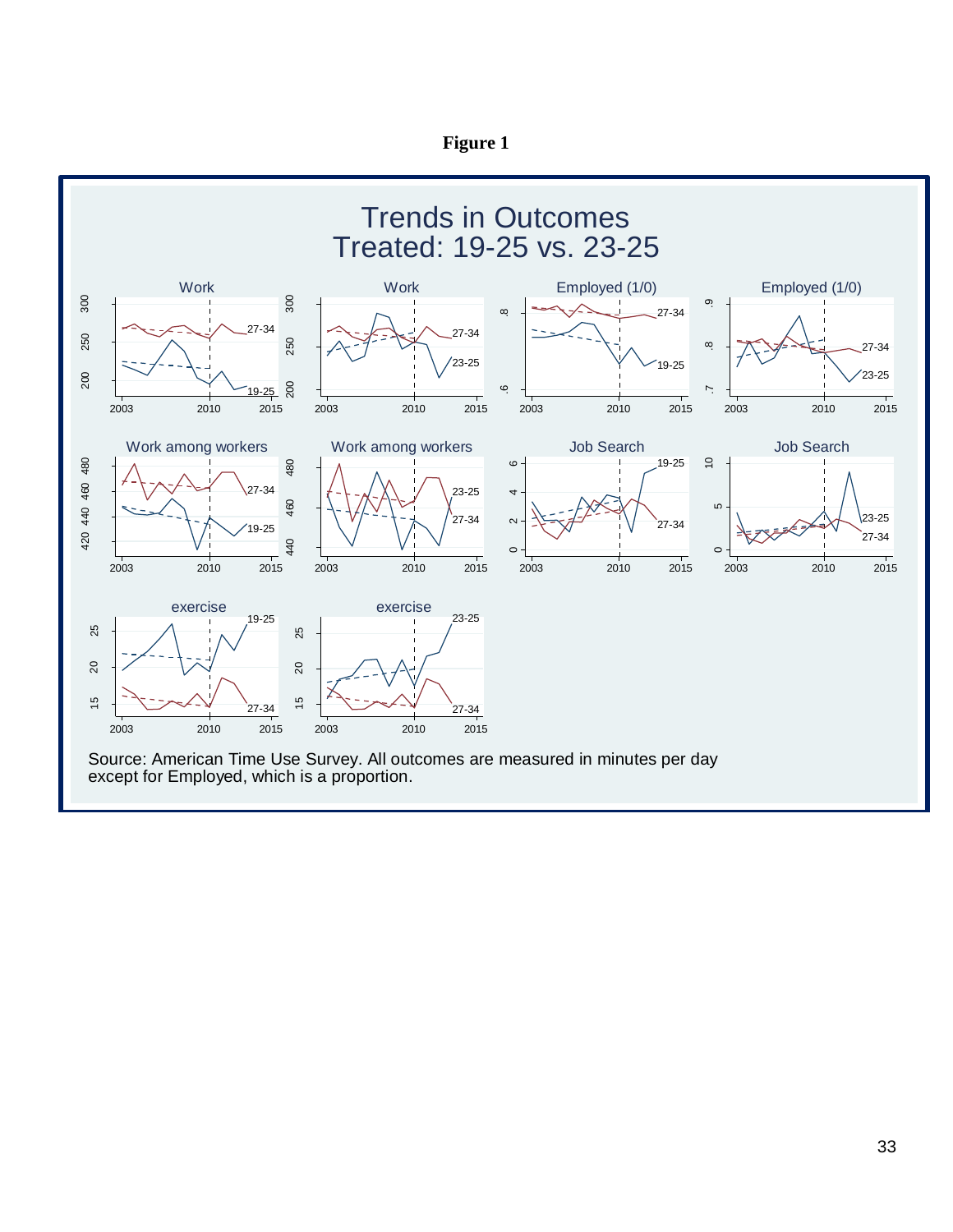**Figure 1**

Trends in Outcomes
Treated: 19-25 vs. 23-25

Source: American Time Use Survey. All outcomes are measured in minutes per day except for Employed, which is a proportion.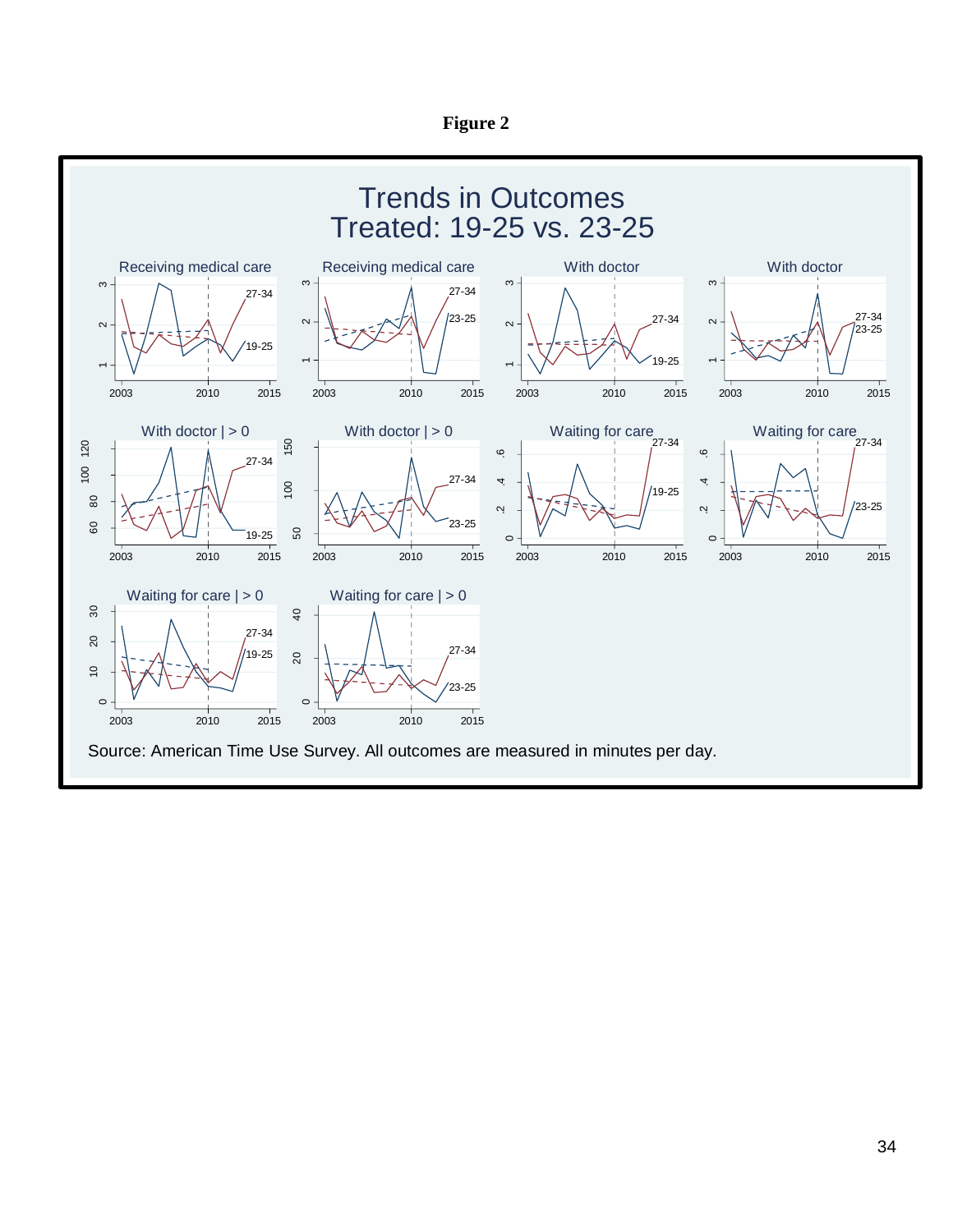**Figure 2**

# Trends in Outcomes
## Treated: 19-25 vs. 23-25

Source: American Time Use Survey. All outcomes are measured in minutes per day.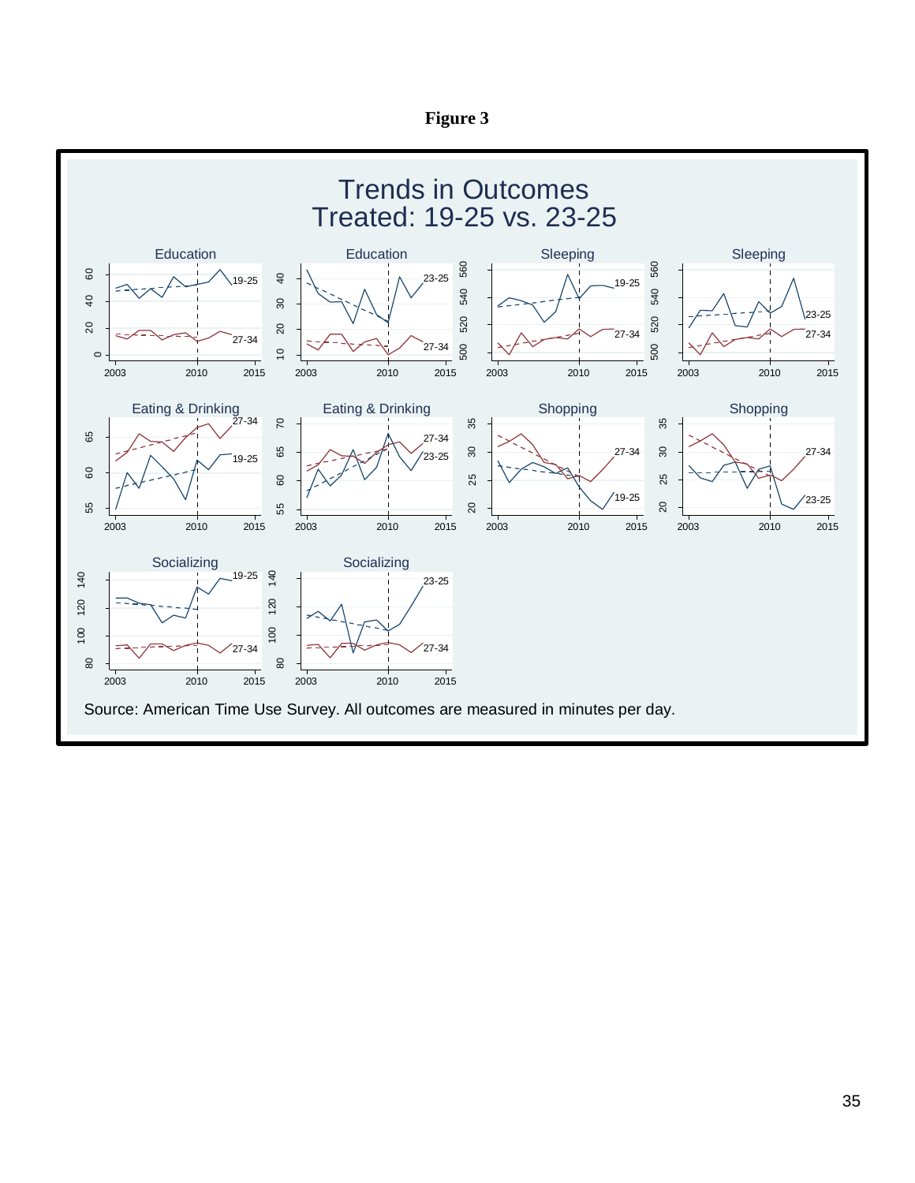**Figure 3**

Trends in Outcomes
Treated: 19-25 vs. 23-25

Education
60
40
20
0
19-25
27-34
2003
2010
2015

Education
40
30
20
10
23-25
27-34
2003
2010
2015

Sleeping
560
540
520
500
19-25
27-34
2003
2010
2015

Sleeping
560
540
520
500
23-25
27-34
2003
2010
2015

Eating & Drinking
65
60
55
27-34
19-25
2003
2010
2015

Eating & Drinking
70
65
60
55
27-34
23-25
2003
2010
2015

Shopping
35
30
25
20
27-34
19-25
2003
2010
2015

Shopping
35
30
25
20
27-34
23-25
2003
2010
2015

Socializing
140
120
100
80
19-25
27-34
2003
2010
2015

Socializing
140
120
100
80
23-25
27-34
2003
2010
2015

Source: American Time Use Survey. All outcomes are measured in minutes per day.